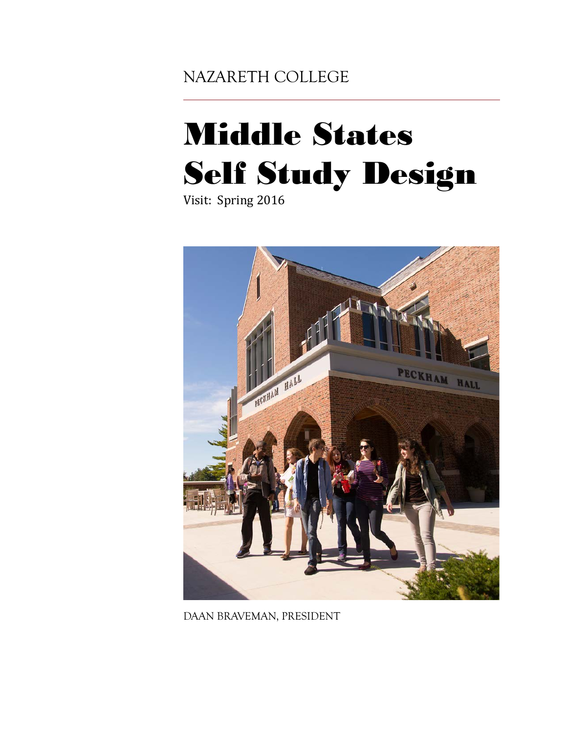NAZARETH COLLEGE

# Middle States Self Study Design

Visit: Spring 2016

DAAN BRAVEMAN, PRESIDENT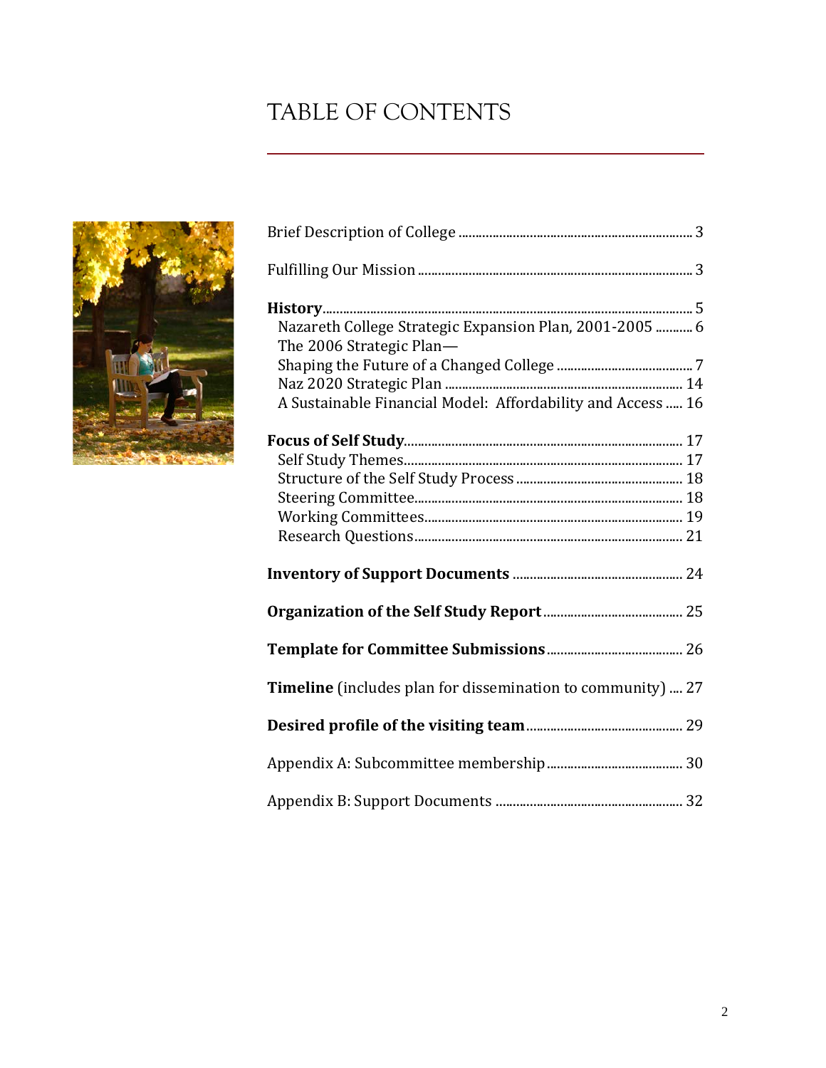# TABLE OF CONTENTS

Brief Description of College ........ 3

Fulfilling Our Mission ........ 3

**History** ........ 5
- Nazareth College Strategic Expansion Plan, 2001-2005 ........ 6
- The 2006 Strategic Plan—  
  Shaping the Future of a Changed College ........ 7
- Naz 2020 Strategic Plan ........ 14
- A Sustainable Financial Model: Affordability and Access ........ 16

**Focus of Self Study** ........ 17
- Self Study Themes ........ 17
- Structure of the Self Study Process ........ 18
- Steering Committee ........ 18
- Working Committees ........ 19
- Research Questions ........ 21

**Inventory of Support Documents** ........ 24

**Organization of the Self Study Report** ........ 25

**Template for Committee Submissions** ........ 26

**Timeline** (includes plan for dissemination to community) ........ 27

**Desired profile of the visiting team** ........ 29

Appendix A: Subcommittee membership ........ 30

Appendix B: Support Documents ........ 32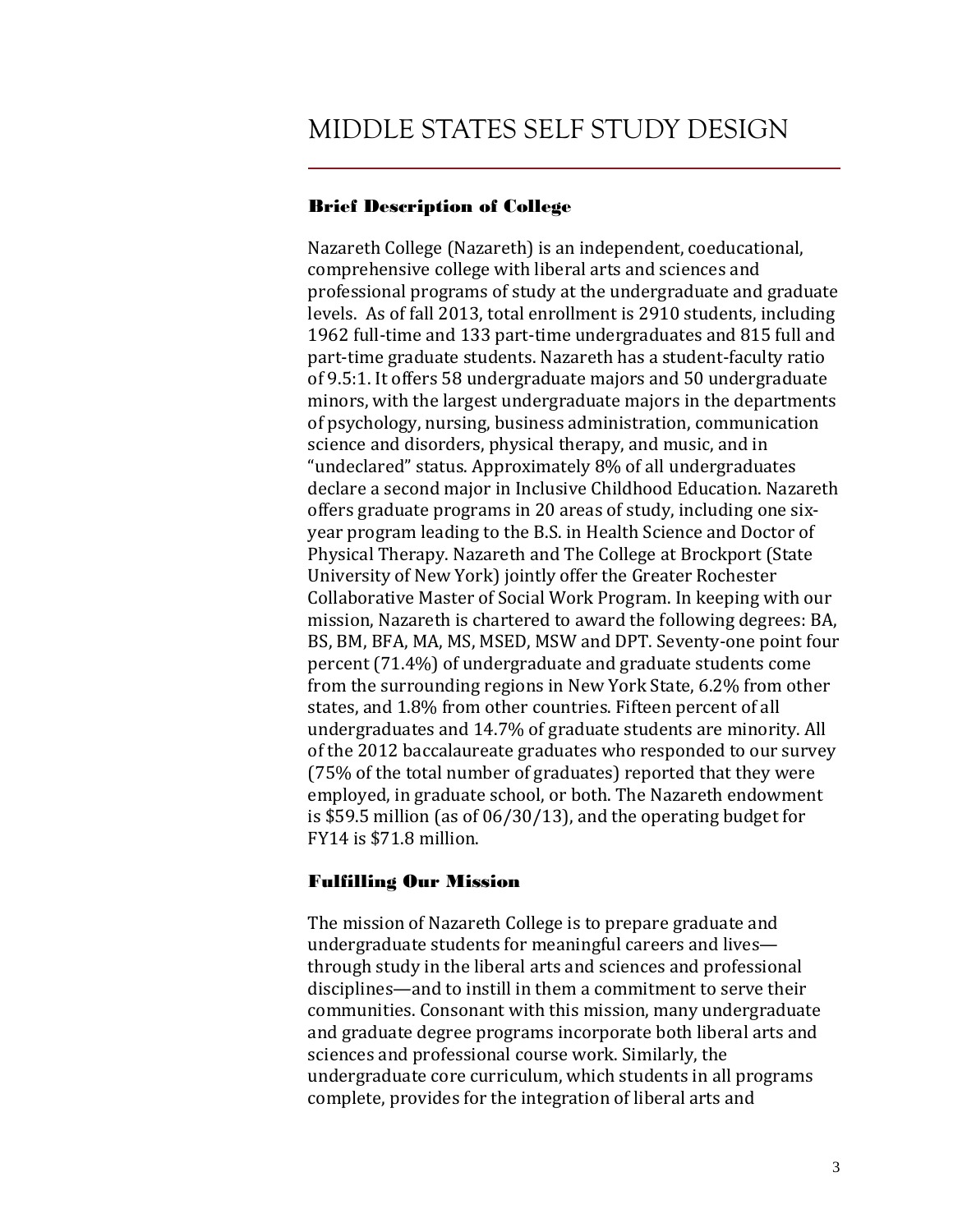# MIDDLE STATES SELF STUDY DESIGN

### Brief Description of College

Nazareth College (Nazareth) is an independent, coeducational, comprehensive college with liberal arts and sciences and professional programs of study at the undergraduate and graduate levels. As of fall 2013, total enrollment is 2910 students, including 1962 full-time and 133 part-time undergraduates and 815 full and part-time graduate students. Nazareth has a student-faculty ratio of 9.5:1. It offers 58 undergraduate majors and 50 undergraduate minors, with the largest undergraduate majors in the departments of psychology, nursing, business administration, communication science and disorders, physical therapy, and music, and in "undeclared" status. Approximately 8% of all undergraduates declare a second major in Inclusive Childhood Education. Nazareth offers graduate programs in 20 areas of study, including one six-year program leading to the B.S. in Health Science and Doctor of Physical Therapy. Nazareth and The College at Brockport (State University of New York) jointly offer the Greater Rochester Collaborative Master of Social Work Program. In keeping with our mission, Nazareth is chartered to award the following degrees: BA, BS, BM, BFA, MA, MS, MSED, MSW and DPT. Seventy-one point four percent (71.4%) of undergraduate and graduate students come from the surrounding regions in New York State, 6.2% from other states, and 1.8% from other countries. Fifteen percent of all undergraduates and 14.7% of graduate students are minority. All of the 2012 baccalaureate graduates who responded to our survey (75% of the total number of graduates) reported that they were employed, in graduate school, or both. The Nazareth endowment is $59.5 million (as of 06/30/13), and the operating budget for FY14 is $71.8 million.

### Fulfilling Our Mission

The mission of Nazareth College is to prepare graduate and undergraduate students for meaningful careers and lives—through study in the liberal arts and sciences and professional disciplines—and to instill in them a commitment to serve their communities. Consonant with this mission, many undergraduate and graduate degree programs incorporate both liberal arts and sciences and professional course work. Similarly, the undergraduate core curriculum, which students in all programs complete, provides for the integration of liberal arts and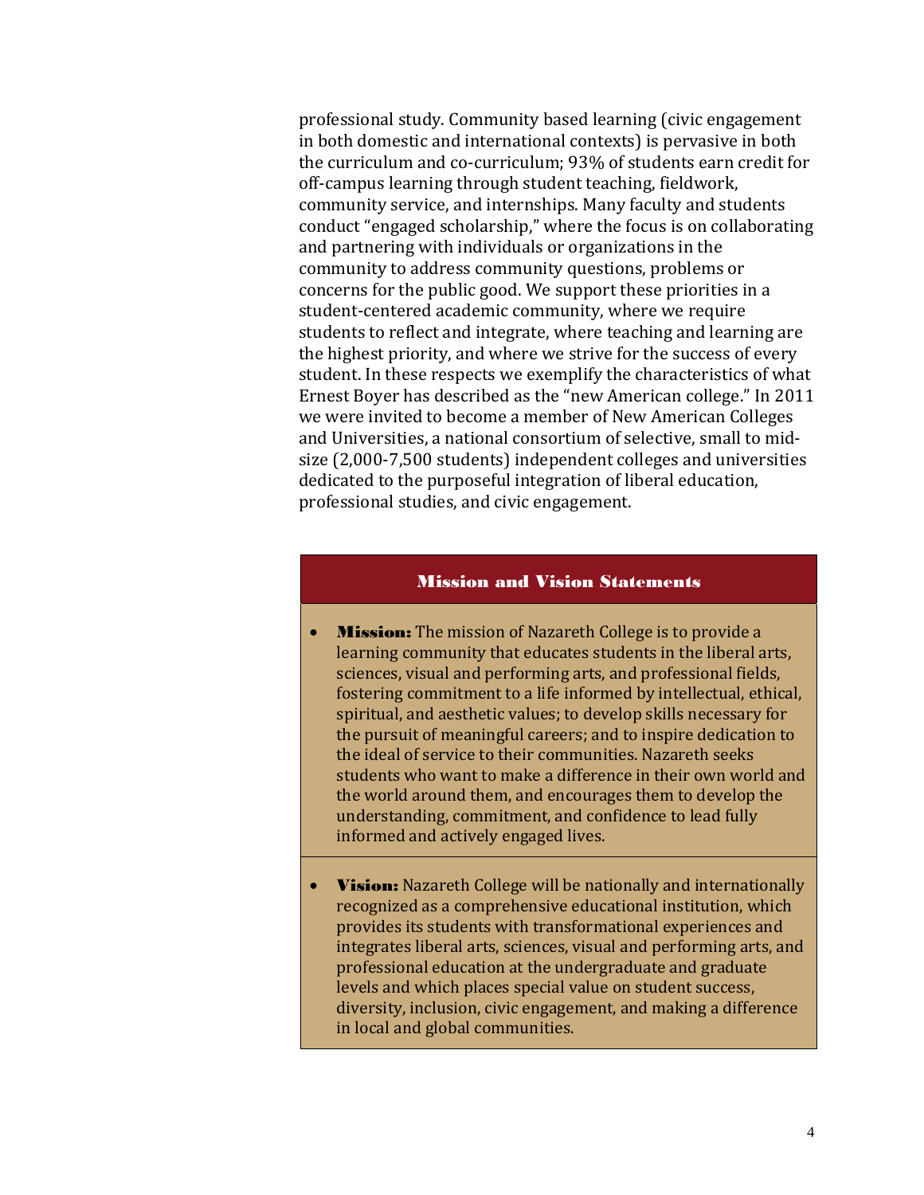professional study. Community based learning (civic engagement in both domestic and international contexts) is pervasive in both the curriculum and co-curriculum; 93% of students earn credit for off-campus learning through student teaching, fieldwork, community service, and internships. Many faculty and students conduct "engaged scholarship," where the focus is on collaborating and partnering with individuals or organizations in the community to address community questions, problems or concerns for the public good. We support these priorities in a student-centered academic community, where we require students to reflect and integrate, where teaching and learning are the highest priority, and where we strive for the success of every student. In these respects we exemplify the characteristics of what Ernest Boyer has described as the "new American college." In 2011 we were invited to become a member of New American Colleges and Universities, a national consortium of selective, small to mid-size (2,000-7,500 students) independent colleges and universities dedicated to the purposeful integration of liberal education, professional studies, and civic engagement.

## Mission and Vision Statements

- **Mission:** The mission of Nazareth College is to provide a learning community that educates students in the liberal arts, sciences, visual and performing arts, and professional fields, fostering commitment to a life informed by intellectual, ethical, spiritual, and aesthetic values; to develop skills necessary for the pursuit of meaningful careers; and to inspire dedication to the ideal of service to their communities. Nazareth seeks students who want to make a difference in their own world and the world around them, and encourages them to develop the understanding, commitment, and confidence to lead fully informed and actively engaged lives.

- **Vision:** Nazareth College will be nationally and internationally recognized as a comprehensive educational institution, which provides its students with transformational experiences and integrates liberal arts, sciences, visual and performing arts, and professional education at the undergraduate and graduate levels and which places special value on student success, diversity, inclusion, civic engagement, and making a difference in local and global communities.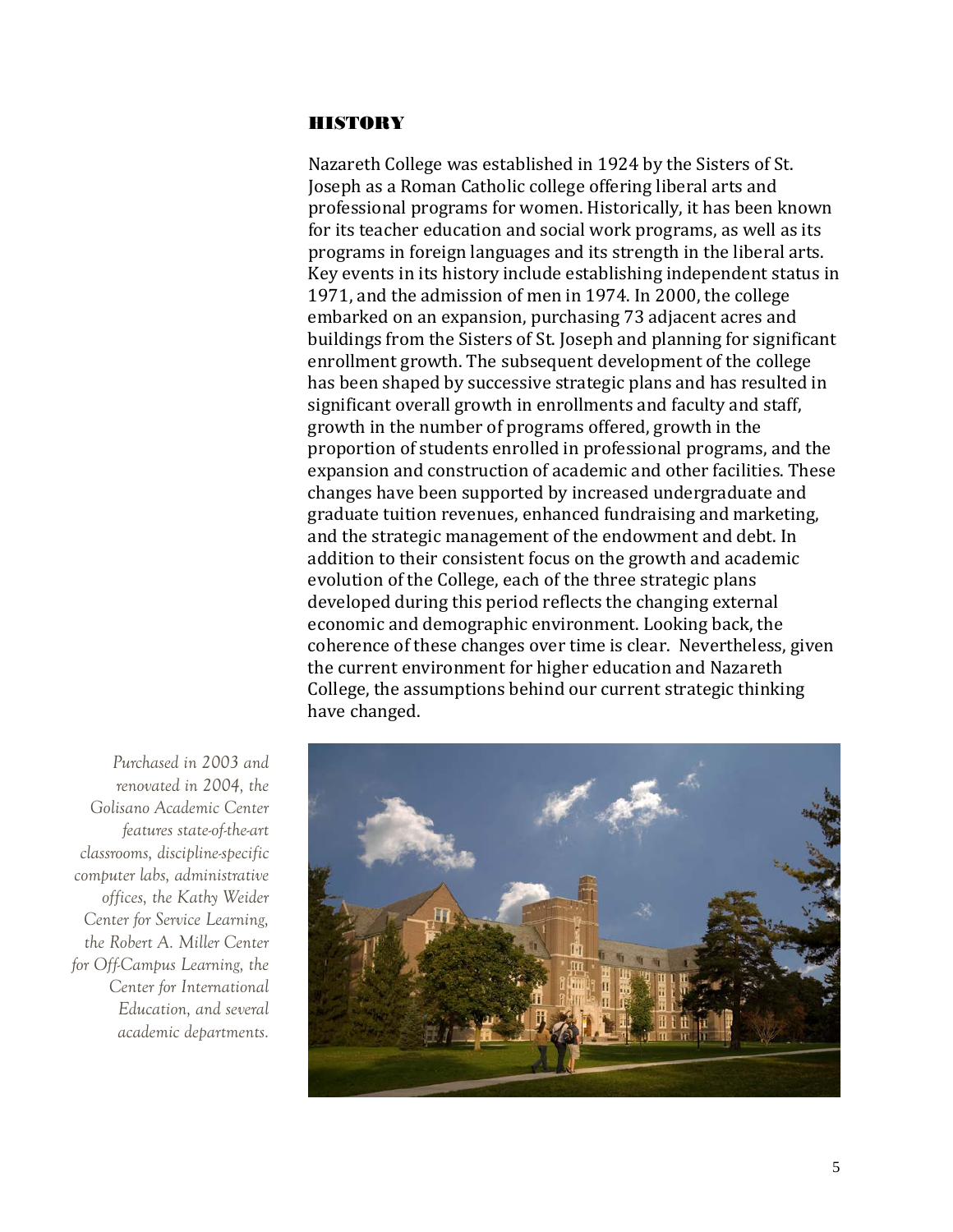## HISTORY

Nazareth College was established in 1924 by the Sisters of St. Joseph as a Roman Catholic college offering liberal arts and professional programs for women. Historically, it has been known for its teacher education and social work programs, as well as its programs in foreign languages and its strength in the liberal arts. Key events in its history include establishing independent status in 1971, and the admission of men in 1974. In 2000, the college embarked on an expansion, purchasing 73 adjacent acres and buildings from the Sisters of St. Joseph and planning for significant enrollment growth. The subsequent development of the college has been shaped by successive strategic plans and has resulted in significant overall growth in enrollments and faculty and staff, growth in the number of programs offered, growth in the proportion of students enrolled in professional programs, and the expansion and construction of academic and other facilities. These changes have been supported by increased undergraduate and graduate tuition revenues, enhanced fundraising and marketing, and the strategic management of the endowment and debt. In addition to their consistent focus on the growth and academic evolution of the College, each of the three strategic plans developed during this period reflects the changing external economic and demographic environment. Looking back, the coherence of these changes over time is clear. Nevertheless, given the current environment for higher education and Nazareth College, the assumptions behind our current strategic thinking have changed.

*Purchased in 2003 and renovated in 2004, the Golisano Academic Center features state-of-the-art classrooms, discipline-specific computer labs, administrative offices, the Kathy Weider Center for Service Learning, the Robert A. Miller Center for Off-Campus Learning, the Center for International Education, and several academic departments.*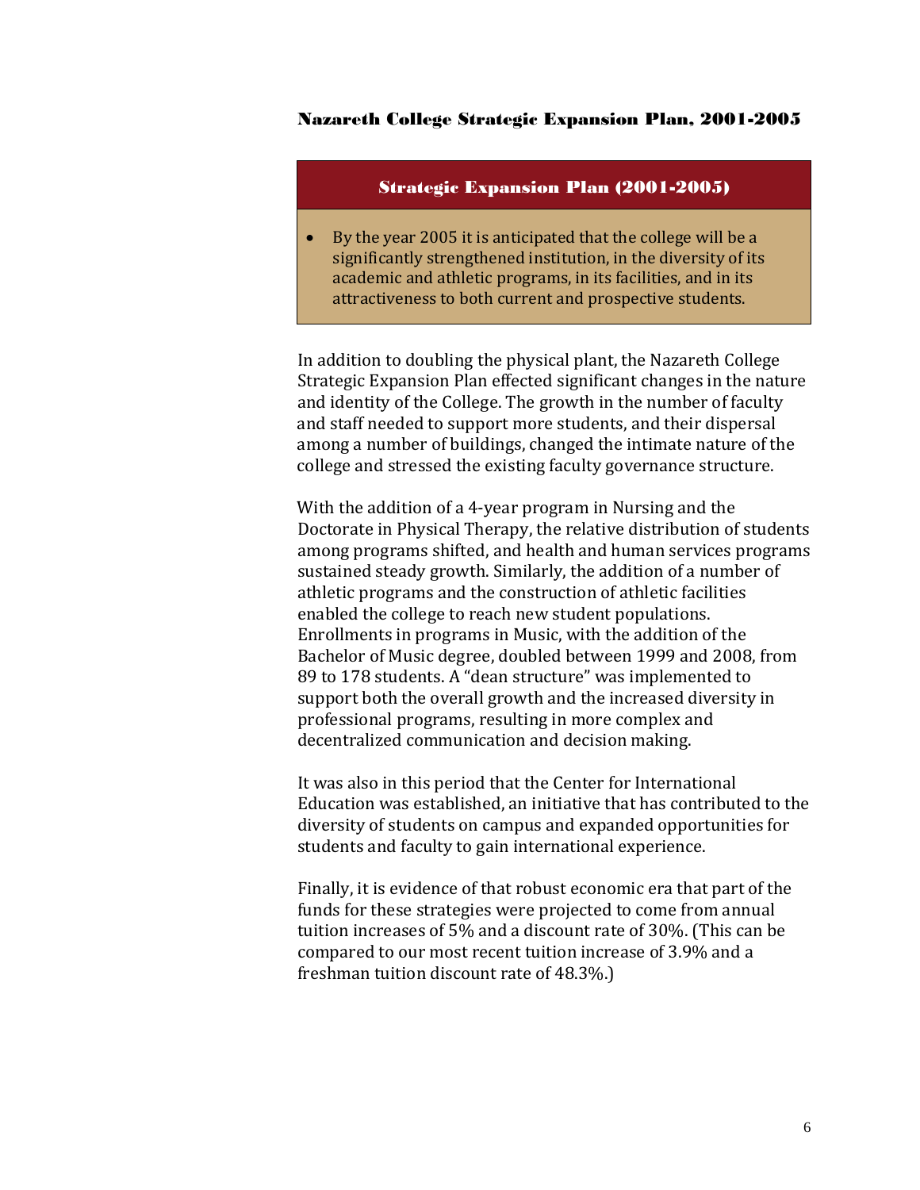## Nazareth College Strategic Expansion Plan, 2001-2005

**Strategic Expansion Plan (2001-2005)**

- By the year 2005 it is anticipated that the college will be a significantly strengthened institution, in the diversity of its academic and athletic programs, in its facilities, and in its attractiveness to both current and prospective students.

In addition to doubling the physical plant, the Nazareth College Strategic Expansion Plan effected significant changes in the nature and identity of the College. The growth in the number of faculty and staff needed to support more students, and their dispersal among a number of buildings, changed the intimate nature of the college and stressed the existing faculty governance structure.

With the addition of a 4-year program in Nursing and the Doctorate in Physical Therapy, the relative distribution of students among programs shifted, and health and human services programs sustained steady growth. Similarly, the addition of a number of athletic programs and the construction of athletic facilities enabled the college to reach new student populations. Enrollments in programs in Music, with the addition of the Bachelor of Music degree, doubled between 1999 and 2008, from 89 to 178 students. A "dean structure" was implemented to support both the overall growth and the increased diversity in professional programs, resulting in more complex and decentralized communication and decision making.

It was also in this period that the Center for International Education was established, an initiative that has contributed to the diversity of students on campus and expanded opportunities for students and faculty to gain international experience.

Finally, it is evidence of that robust economic era that part of the funds for these strategies were projected to come from annual tuition increases of 5% and a discount rate of 30%. (This can be compared to our most recent tuition increase of 3.9% and a freshman tuition discount rate of 48.3%.)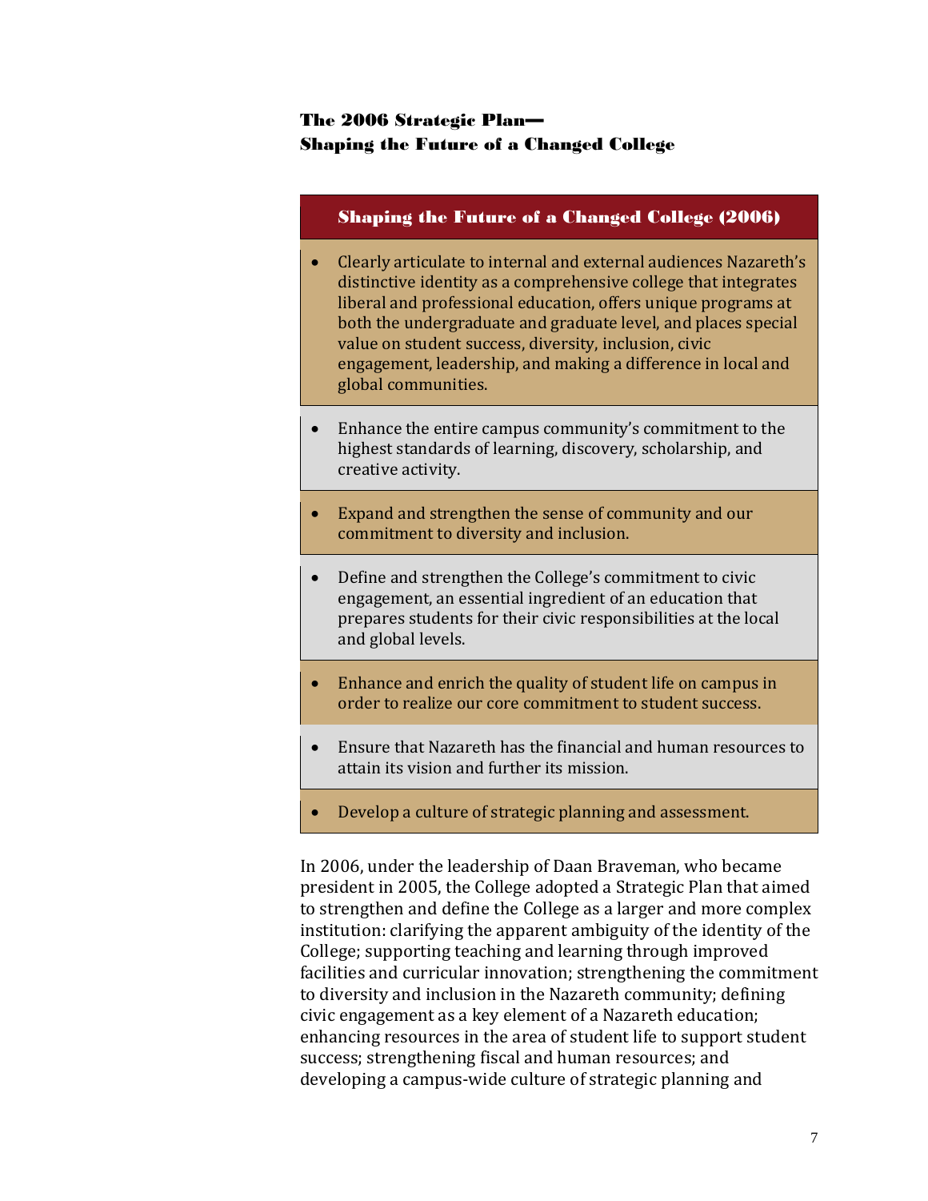### The 2006 Strategic Plan—
### Shaping the Future of a Changed College

| Shaping the Future of a Changed College (2006) |
|---|
| • Clearly articulate to internal and external audiences Nazareth's distinctive identity as a comprehensive college that integrates liberal and professional education, offers unique programs at both the undergraduate and graduate level, and places special value on student success, diversity, inclusion, civic engagement, leadership, and making a difference in local and global communities. |
| • Enhance the entire campus community's commitment to the highest standards of learning, discovery, scholarship, and creative activity. |
| • Expand and strengthen the sense of community and our commitment to diversity and inclusion. |
| • Define and strengthen the College's commitment to civic engagement, an essential ingredient of an education that prepares students for their civic responsibilities at the local and global levels. |
| • Enhance and enrich the quality of student life on campus in order to realize our core commitment to student success. |
| • Ensure that Nazareth has the financial and human resources to attain its vision and further its mission. |
| • Develop a culture of strategic planning and assessment. |

In 2006, under the leadership of Daan Braveman, who became president in 2005, the College adopted a Strategic Plan that aimed to strengthen and define the College as a larger and more complex institution: clarifying the apparent ambiguity of the identity of the College; supporting teaching and learning through improved facilities and curricular innovation; strengthening the commitment to diversity and inclusion in the Nazareth community; defining civic engagement as a key element of a Nazareth education; enhancing resources in the area of student life to support student success; strengthening fiscal and human resources; and developing a campus-wide culture of strategic planning and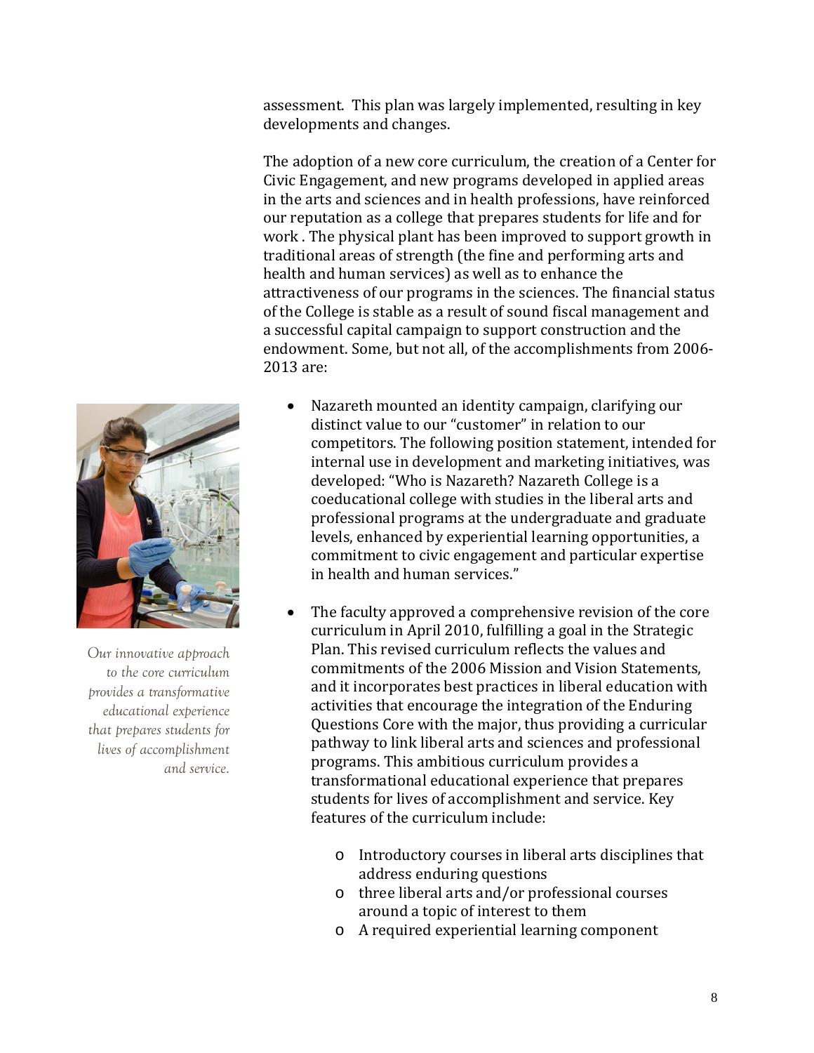assessment. This plan was largely implemented, resulting in key developments and changes.

The adoption of a new core curriculum, the creation of a Center for Civic Engagement, and new programs developed in applied areas in the arts and sciences and in health professions, have reinforced our reputation as a college that prepares students for life and for work . The physical plant has been improved to support growth in traditional areas of strength (the fine and performing arts and health and human services) as well as to enhance the attractiveness of our programs in the sciences. The financial status of the College is stable as a result of sound fiscal management and a successful capital campaign to support construction and the endowment. Some, but not all, of the accomplishments from 2006-2013 are:

*Our innovative approach to the core curriculum provides a transformative educational experience that prepares students for lives of accomplishment and service.*

- Nazareth mounted an identity campaign, clarifying our distinct value to our "customer" in relation to our competitors. The following position statement, intended for internal use in development and marketing initiatives, was developed: "Who is Nazareth? Nazareth College is a coeducational college with studies in the liberal arts and professional programs at the undergraduate and graduate levels, enhanced by experiential learning opportunities, a commitment to civic engagement and particular expertise in health and human services."

- The faculty approved a comprehensive revision of the core curriculum in April 2010, fulfilling a goal in the Strategic Plan. This revised curriculum reflects the values and commitments of the 2006 Mission and Vision Statements, and it incorporates best practices in liberal education with activities that encourage the integration of the Enduring Questions Core with the major, thus providing a curricular pathway to link liberal arts and sciences and professional programs. This ambitious curriculum provides a transformational educational experience that prepares students for lives of accomplishment and service. Key features of the curriculum include:
    - Introductory courses in liberal arts disciplines that address enduring questions
    - three liberal arts and/or professional courses around a topic of interest to them
    - A required experiential learning component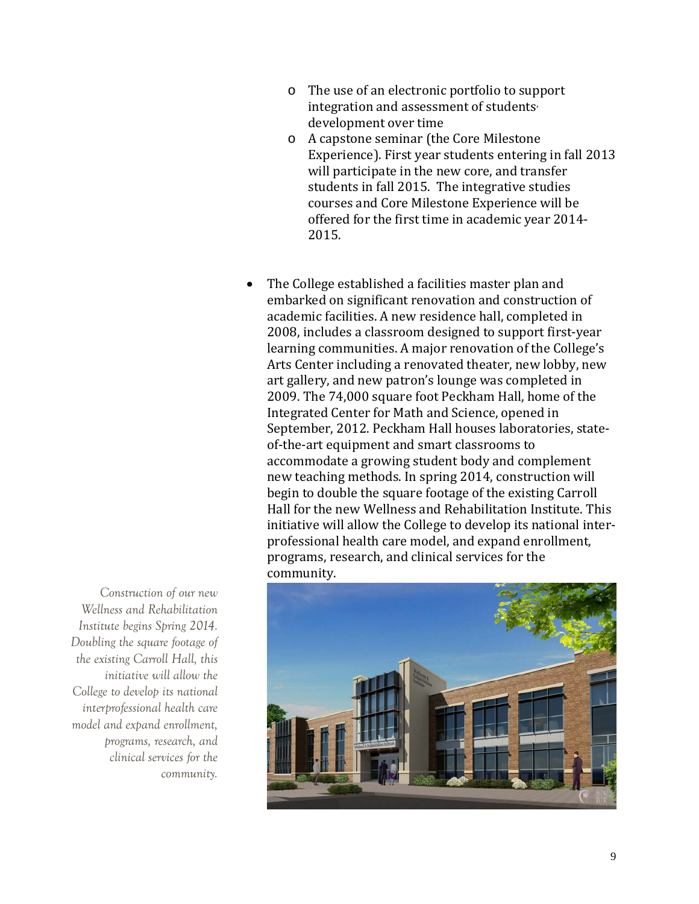- The use of an electronic portfolio to support integration and assessment of students' development over time
    - A capstone seminar (the Core Milestone Experience). First year students entering in fall 2013 will participate in the new core, and transfer students in fall 2015. The integrative studies courses and Core Milestone Experience will be offered for the first time in academic year 2014-2015.

- The College established a facilities master plan and embarked on significant renovation and construction of academic facilities. A new residence hall, completed in 2008, includes a classroom designed to support first-year learning communities. A major renovation of the College's Arts Center including a renovated theater, new lobby, new art gallery, and new patron's lounge was completed in 2009. The 74,000 square foot Peckham Hall, home of the Integrated Center for Math and Science, opened in September, 2012. Peckham Hall houses laboratories, state-of-the-art equipment and smart classrooms to accommodate a growing student body and complement new teaching methods. In spring 2014, construction will begin to double the square footage of the existing Carroll Hall for the new Wellness and Rehabilitation Institute. This initiative will allow the College to develop its national inter-professional health care model, and expand enrollment, programs, research, and clinical services for the community.

*Construction of our new Wellness and Rehabilitation Institute begins Spring 2014. Doubling the square footage of the existing Carroll Hall, this initiative will allow the College to develop its national interprofessional health care model and expand enrollment, programs, research, and clinical services for the community.*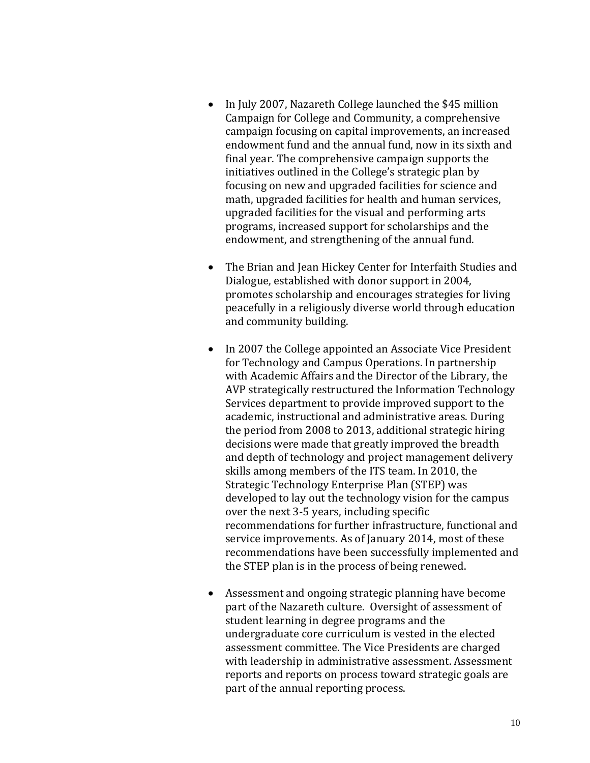- In July 2007, Nazareth College launched the $45 million Campaign for College and Community, a comprehensive campaign focusing on capital improvements, an increased endowment fund and the annual fund, now in its sixth and final year. The comprehensive campaign supports the initiatives outlined in the College's strategic plan by focusing on new and upgraded facilities for science and math, upgraded facilities for health and human services, upgraded facilities for the visual and performing arts programs, increased support for scholarships and the endowment, and strengthening of the annual fund.

- The Brian and Jean Hickey Center for Interfaith Studies and Dialogue, established with donor support in 2004, promotes scholarship and encourages strategies for living peacefully in a religiously diverse world through education and community building.

- In 2007 the College appointed an Associate Vice President for Technology and Campus Operations. In partnership with Academic Affairs and the Director of the Library, the AVP strategically restructured the Information Technology Services department to provide improved support to the academic, instructional and administrative areas. During the period from 2008 to 2013, additional strategic hiring decisions were made that greatly improved the breadth and depth of technology and project management delivery skills among members of the ITS team. In 2010, the Strategic Technology Enterprise Plan (STEP) was developed to lay out the technology vision for the campus over the next 3-5 years, including specific recommendations for further infrastructure, functional and service improvements. As of January 2014, most of these recommendations have been successfully implemented and the STEP plan is in the process of being renewed.

- Assessment and ongoing strategic planning have become part of the Nazareth culture. Oversight of assessment of student learning in degree programs and the undergraduate core curriculum is vested in the elected assessment committee. The Vice Presidents are charged with leadership in administrative assessment. Assessment reports and reports on process toward strategic goals are part of the annual reporting process.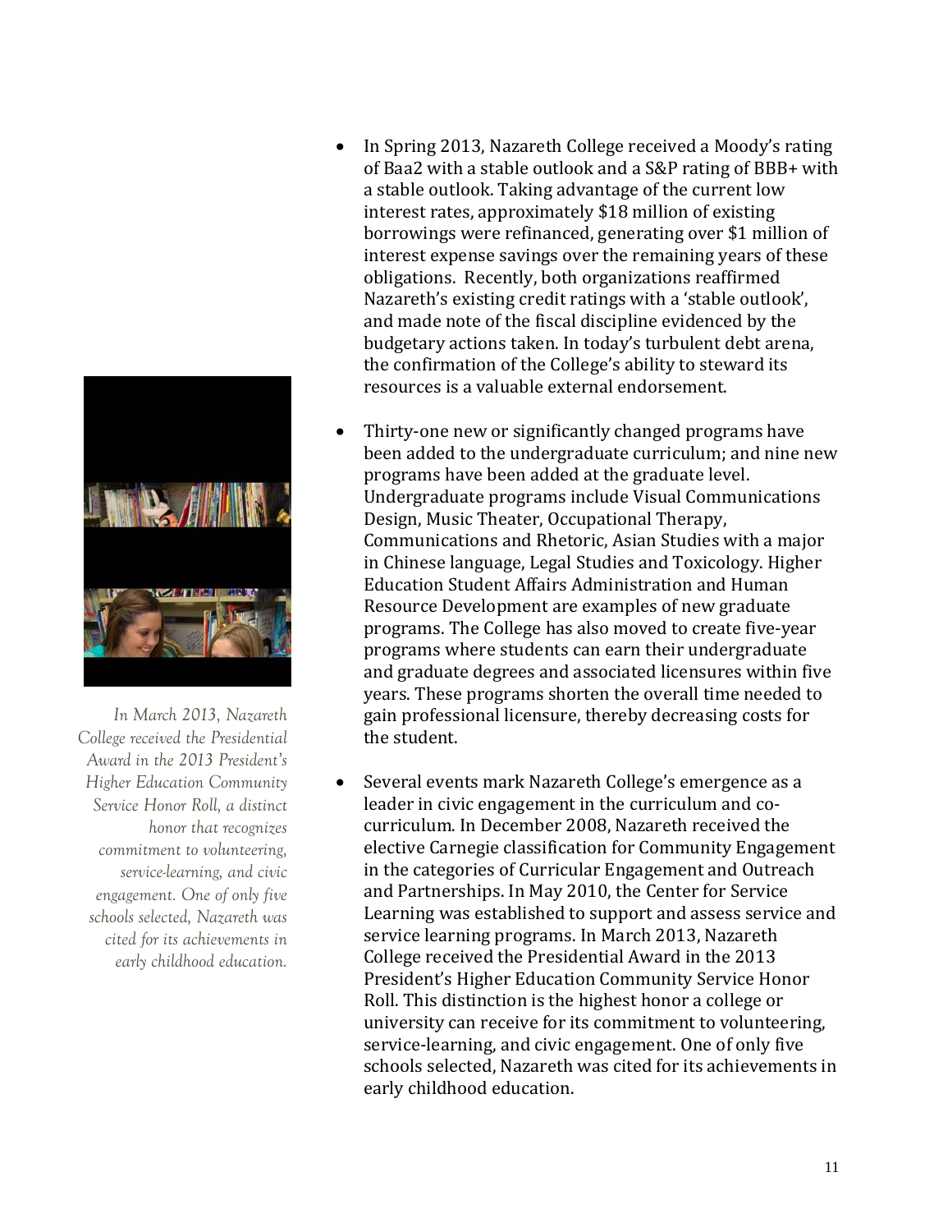- In Spring 2013, Nazareth College received a Moody's rating of Baa2 with a stable outlook and a S&P rating of BBB+ with a stable outlook. Taking advantage of the current low interest rates, approximately $18 million of existing borrowings were refinanced, generating over $1 million of interest expense savings over the remaining years of these obligations. Recently, both organizations reaffirmed Nazareth's existing credit ratings with a 'stable outlook', and made note of the fiscal discipline evidenced by the budgetary actions taken. In today's turbulent debt arena, the confirmation of the College's ability to steward its resources is a valuable external endorsement.

- Thirty-one new or significantly changed programs have been added to the undergraduate curriculum; and nine new programs have been added at the graduate level. Undergraduate programs include Visual Communications Design, Music Theater, Occupational Therapy, Communications and Rhetoric, Asian Studies with a major in Chinese language, Legal Studies and Toxicology. Higher Education Student Affairs Administration and Human Resource Development are examples of new graduate programs. The College has also moved to create five-year programs where students can earn their undergraduate and graduate degrees and associated licensures within five years. These programs shorten the overall time needed to gain professional licensure, thereby decreasing costs for the student.

- Several events mark Nazareth College's emergence as a leader in civic engagement in the curriculum and co-curriculum. In December 2008, Nazareth received the elective Carnegie classification for Community Engagement in the categories of Curricular Engagement and Outreach and Partnerships. In May 2010, the Center for Service Learning was established to support and assess service and service learning programs. In March 2013, Nazareth College received the Presidential Award in the 2013 President's Higher Education Community Service Honor Roll. This distinction is the highest honor a college or university can receive for its commitment to volunteering, service-learning, and civic engagement. One of only five schools selected, Nazareth was cited for its achievements in early childhood education.

*In March 2013, Nazareth College received the Presidential Award in the 2013 President's Higher Education Community Service Honor Roll, a distinct honor that recognizes commitment to volunteering, service-learning, and civic engagement. One of only five schools selected, Nazareth was cited for its achievements in early childhood education.*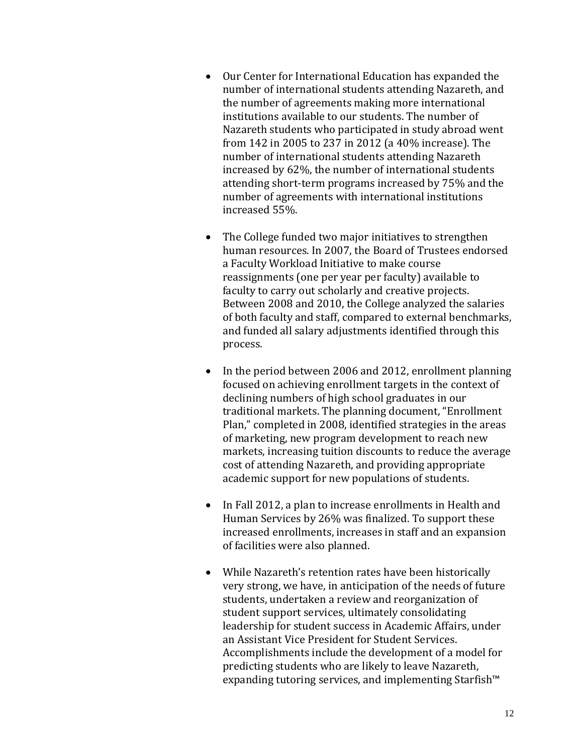- Our Center for International Education has expanded the number of international students attending Nazareth, and the number of agreements making more international institutions available to our students. The number of Nazareth students who participated in study abroad went from 142 in 2005 to 237 in 2012 (a 40% increase). The number of international students attending Nazareth increased by 62%, the number of international students attending short-term programs increased by 75% and the number of agreements with international institutions increased 55%.

- The College funded two major initiatives to strengthen human resources. In 2007, the Board of Trustees endorsed a Faculty Workload Initiative to make course reassignments (one per year per faculty) available to faculty to carry out scholarly and creative projects. Between 2008 and 2010, the College analyzed the salaries of both faculty and staff, compared to external benchmarks, and funded all salary adjustments identified through this process.

- In the period between 2006 and 2012, enrollment planning focused on achieving enrollment targets in the context of declining numbers of high school graduates in our traditional markets. The planning document, "Enrollment Plan," completed in 2008, identified strategies in the areas of marketing, new program development to reach new markets, increasing tuition discounts to reduce the average cost of attending Nazareth, and providing appropriate academic support for new populations of students.

- In Fall 2012, a plan to increase enrollments in Health and Human Services by 26% was finalized. To support these increased enrollments, increases in staff and an expansion of facilities were also planned.

- While Nazareth's retention rates have been historically very strong, we have, in anticipation of the needs of future students, undertaken a review and reorganization of student support services, ultimately consolidating leadership for student success in Academic Affairs, under an Assistant Vice President for Student Services. Accomplishments include the development of a model for predicting students who are likely to leave Nazareth, expanding tutoring services, and implementing Starfish™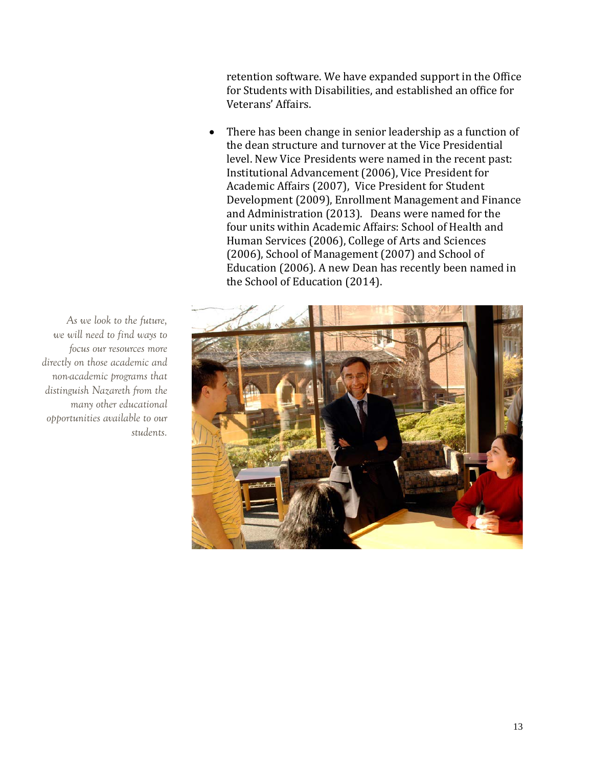retention software. We have expanded support in the Office for Students with Disabilities, and established an office for Veterans' Affairs.

- There has been change in senior leadership as a function of the dean structure and turnover at the Vice Presidential level. New Vice Presidents were named in the recent past: Institutional Advancement (2006), Vice President for Academic Affairs (2007), Vice President for Student Development (2009), Enrollment Management and Finance and Administration (2013). Deans were named for the four units within Academic Affairs: School of Health and Human Services (2006), College of Arts and Sciences (2006), School of Management (2007) and School of Education (2006). A new Dean has recently been named in the School of Education (2014).

*As we look to the future, we will need to find ways to focus our resources more directly on those academic and non-academic programs that distinguish Nazareth from the many other educational opportunities available to our students.*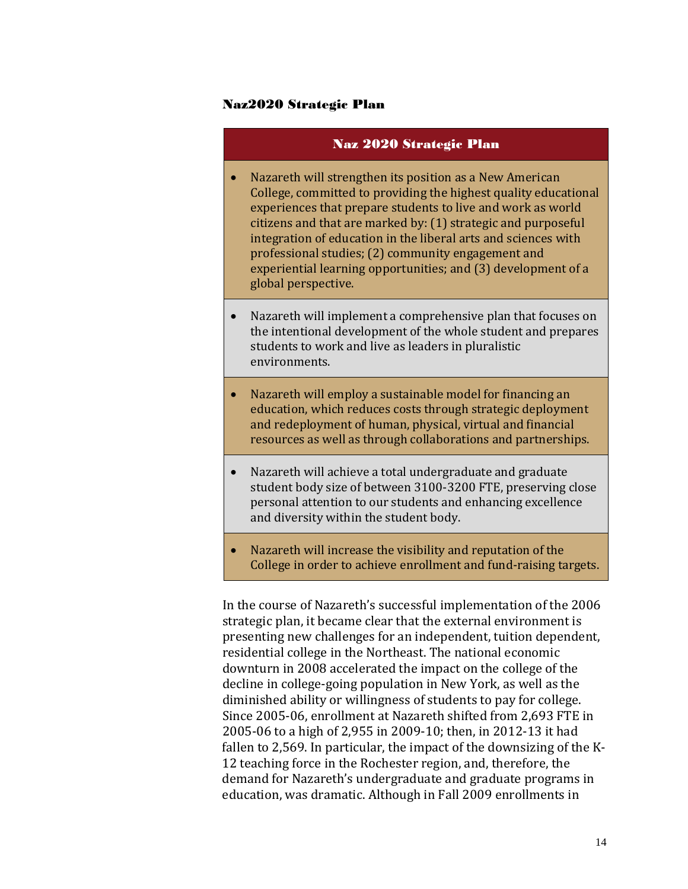### Naz2020 Strategic Plan

| Naz 2020 Strategic Plan |
|---|
| • Nazareth will strengthen its position as a New American College, committed to providing the highest quality educational experiences that prepare students to live and work as world citizens and that are marked by: (1) strategic and purposeful integration of education in the liberal arts and sciences with professional studies; (2) community engagement and experiential learning opportunities; and (3) development of a global perspective. |
| • Nazareth will implement a comprehensive plan that focuses on the intentional development of the whole student and prepares students to work and live as leaders in pluralistic environments. |
| • Nazareth will employ a sustainable model for financing an education, which reduces costs through strategic deployment and redeployment of human, physical, virtual and financial resources as well as through collaborations and partnerships. |
| • Nazareth will achieve a total undergraduate and graduate student body size of between 3100-3200 FTE, preserving close personal attention to our students and enhancing excellence and diversity within the student body. |
| • Nazareth will increase the visibility and reputation of the College in order to achieve enrollment and fund-raising targets. |

In the course of Nazareth's successful implementation of the 2006 strategic plan, it became clear that the external environment is presenting new challenges for an independent, tuition dependent, residential college in the Northeast. The national economic downturn in 2008 accelerated the impact on the college of the decline in college-going population in New York, as well as the diminished ability or willingness of students to pay for college. Since 2005-06, enrollment at Nazareth shifted from 2,693 FTE in 2005-06 to a high of 2,955 in 2009-10; then, in 2012-13 it had fallen to 2,569. In particular, the impact of the downsizing of the K-12 teaching force in the Rochester region, and, therefore, the demand for Nazareth's undergraduate and graduate programs in education, was dramatic. Although in Fall 2009 enrollments in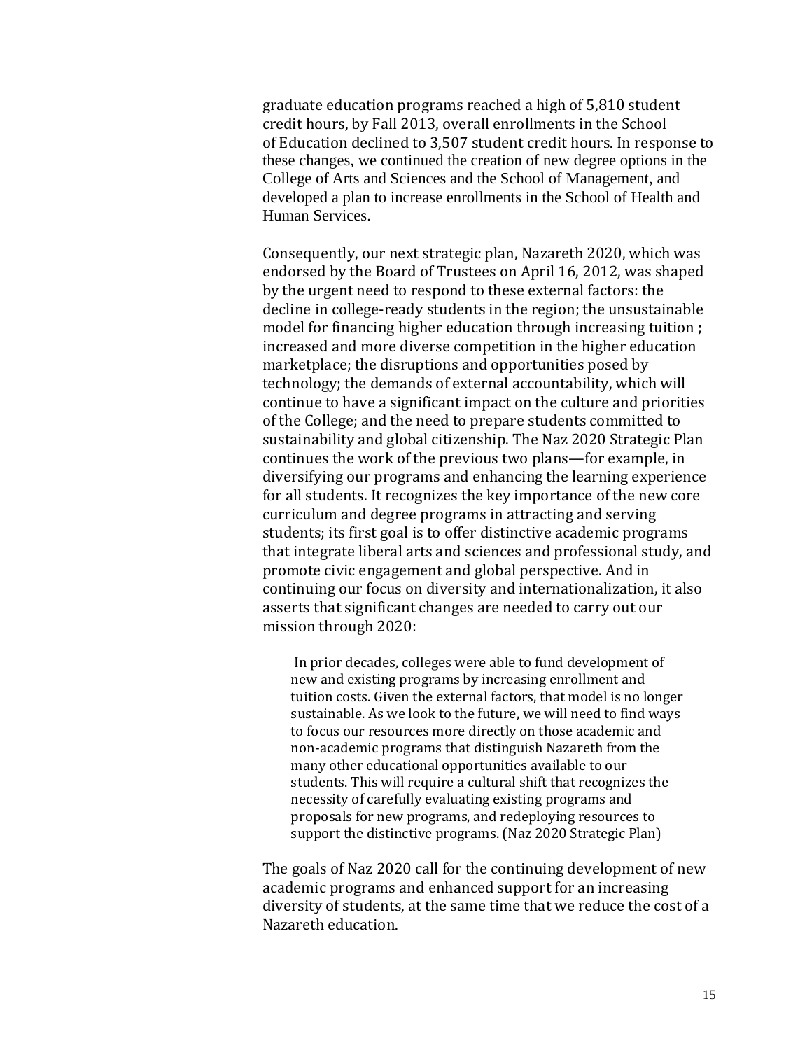graduate education programs reached a high of 5,810 student credit hours, by Fall 2013, overall enrollments in the School of Education declined to 3,507 student credit hours. In response to these changes, we continued the creation of new degree options in the College of Arts and Sciences and the School of Management, and developed a plan to increase enrollments in the School of Health and Human Services.

Consequently, our next strategic plan, Nazareth 2020, which was endorsed by the Board of Trustees on April 16, 2012, was shaped by the urgent need to respond to these external factors: the decline in college-ready students in the region; the unsustainable model for financing higher education through increasing tuition ; increased and more diverse competition in the higher education marketplace; the disruptions and opportunities posed by technology; the demands of external accountability, which will continue to have a significant impact on the culture and priorities of the College; and the need to prepare students committed to sustainability and global citizenship. The Naz 2020 Strategic Plan continues the work of the previous two plans—for example, in diversifying our programs and enhancing the learning experience for all students. It recognizes the key importance of the new core curriculum and degree programs in attracting and serving students; its first goal is to offer distinctive academic programs that integrate liberal arts and sciences and professional study, and promote civic engagement and global perspective. And in continuing our focus on diversity and internationalization, it also asserts that significant changes are needed to carry out our mission through 2020:

> In prior decades, colleges were able to fund development of new and existing programs by increasing enrollment and tuition costs. Given the external factors, that model is no longer sustainable. As we look to the future, we will need to find ways to focus our resources more directly on those academic and non-academic programs that distinguish Nazareth from the many other educational opportunities available to our students. This will require a cultural shift that recognizes the necessity of carefully evaluating existing programs and proposals for new programs, and redeploying resources to support the distinctive programs. (Naz 2020 Strategic Plan)

The goals of Naz 2020 call for the continuing development of new academic programs and enhanced support for an increasing diversity of students, at the same time that we reduce the cost of a Nazareth education.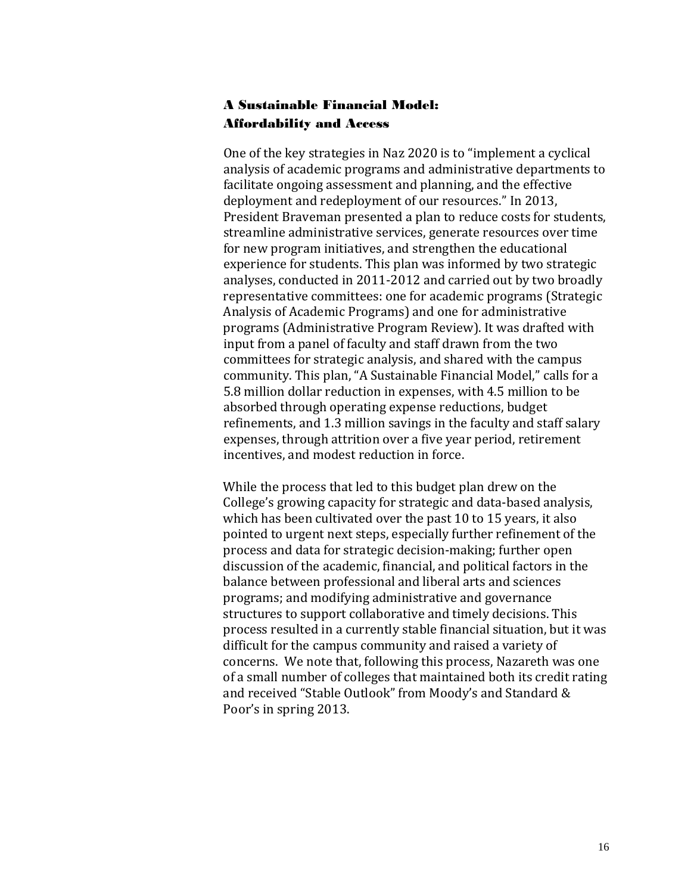## A Sustainable Financial Model: Affordability and Access

One of the key strategies in Naz 2020 is to "implement a cyclical analysis of academic programs and administrative departments to facilitate ongoing assessment and planning, and the effective deployment and redeployment of our resources." In 2013, President Braveman presented a plan to reduce costs for students, streamline administrative services, generate resources over time for new program initiatives, and strengthen the educational experience for students. This plan was informed by two strategic analyses, conducted in 2011-2012 and carried out by two broadly representative committees: one for academic programs (Strategic Analysis of Academic Programs) and one for administrative programs (Administrative Program Review). It was drafted with input from a panel of faculty and staff drawn from the two committees for strategic analysis, and shared with the campus community. This plan, "A Sustainable Financial Model," calls for a 5.8 million dollar reduction in expenses, with 4.5 million to be absorbed through operating expense reductions, budget refinements, and 1.3 million savings in the faculty and staff salary expenses, through attrition over a five year period, retirement incentives, and modest reduction in force.

While the process that led to this budget plan drew on the College's growing capacity for strategic and data-based analysis, which has been cultivated over the past 10 to 15 years, it also pointed to urgent next steps, especially further refinement of the process and data for strategic decision-making; further open discussion of the academic, financial, and political factors in the balance between professional and liberal arts and sciences programs; and modifying administrative and governance structures to support collaborative and timely decisions. This process resulted in a currently stable financial situation, but it was difficult for the campus community and raised a variety of concerns. We note that, following this process, Nazareth was one of a small number of colleges that maintained both its credit rating and received "Stable Outlook" from Moody's and Standard & Poor's in spring 2013.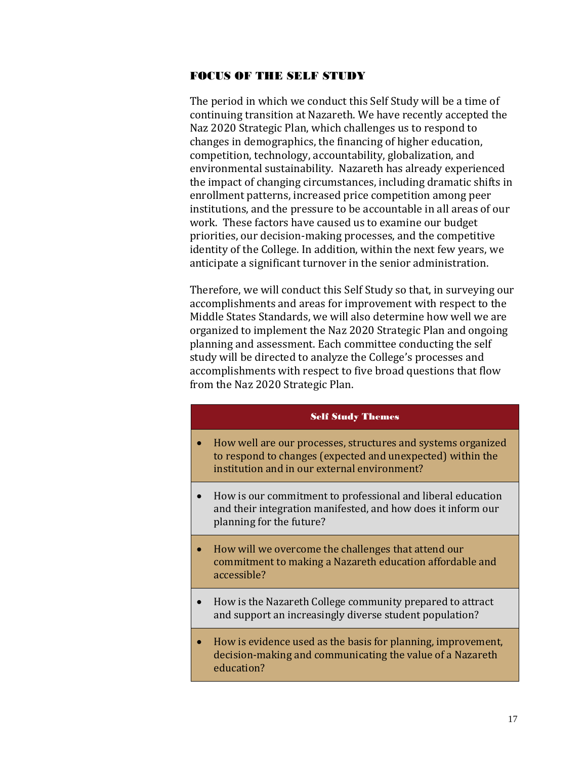## FOCUS OF THE SELF STUDY

The period in which we conduct this Self Study will be a time of continuing transition at Nazareth. We have recently accepted the Naz 2020 Strategic Plan, which challenges us to respond to changes in demographics, the financing of higher education, competition, technology, accountability, globalization, and environmental sustainability. Nazareth has already experienced the impact of changing circumstances, including dramatic shifts in enrollment patterns, increased price competition among peer institutions, and the pressure to be accountable in all areas of our work. These factors have caused us to examine our budget priorities, our decision-making processes, and the competitive identity of the College. In addition, within the next few years, we anticipate a significant turnover in the senior administration.

Therefore, we will conduct this Self Study so that, in surveying our accomplishments and areas for improvement with respect to the Middle States Standards, we will also determine how well we are organized to implement the Naz 2020 Strategic Plan and ongoing planning and assessment. Each committee conducting the self study will be directed to analyze the College's processes and accomplishments with respect to five broad questions that flow from the Naz 2020 Strategic Plan.

| Self Study Themes |
| --- |
| • How well are our processes, structures and systems organized to respond to changes (expected and unexpected) within the institution and in our external environment? |
| • How is our commitment to professional and liberal education and their integration manifested, and how does it inform our planning for the future? |
| • How will we overcome the challenges that attend our commitment to making a Nazareth education affordable and accessible? |
| • How is the Nazareth College community prepared to attract and support an increasingly diverse student population? |
| • How is evidence used as the basis for planning, improvement, decision-making and communicating the value of a Nazareth education? |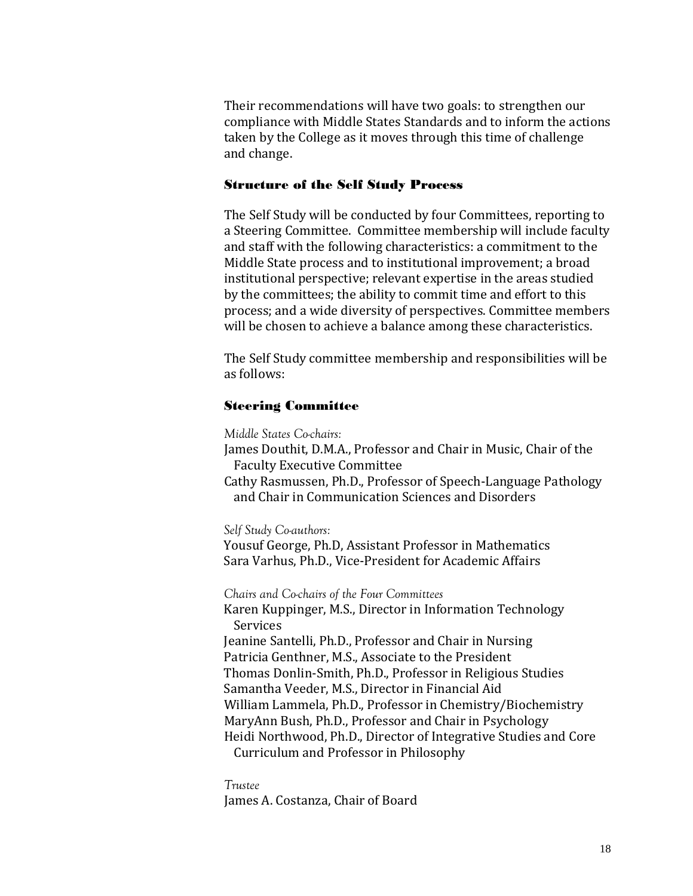Their recommendations will have two goals: to strengthen our compliance with Middle States Standards and to inform the actions taken by the College as it moves through this time of challenge and change.

### Structure of the Self Study Process

The Self Study will be conducted by four Committees, reporting to a Steering Committee. Committee membership will include faculty and staff with the following characteristics: a commitment to the Middle State process and to institutional improvement; a broad institutional perspective; relevant expertise in the areas studied by the committees; the ability to commit time and effort to this process; and a wide diversity of perspectives. Committee members will be chosen to achieve a balance among these characteristics.

The Self Study committee membership and responsibilities will be as follows:

### Steering Committee

*Middle States Co-chairs:*

James Douthit, D.M.A., Professor and Chair in Music, Chair of the Faculty Executive Committee
Cathy Rasmussen, Ph.D., Professor of Speech-Language Pathology and Chair in Communication Sciences and Disorders

*Self Study Co-authors:*

Yousuf George, Ph.D, Assistant Professor in Mathematics
Sara Varhus, Ph.D., Vice-President for Academic Affairs

*Chairs and Co-chairs of the Four Committees*

Karen Kuppinger, M.S., Director in Information Technology Services
Jeanine Santelli, Ph.D., Professor and Chair in Nursing
Patricia Genthner, M.S., Associate to the President
Thomas Donlin-Smith, Ph.D., Professor in Religious Studies
Samantha Veeder, M.S., Director in Financial Aid
William Lammela, Ph.D., Professor in Chemistry/Biochemistry
MaryAnn Bush, Ph.D., Professor and Chair in Psychology
Heidi Northwood, Ph.D., Director of Integrative Studies and Core Curriculum and Professor in Philosophy

*Trustee*

James A. Costanza, Chair of Board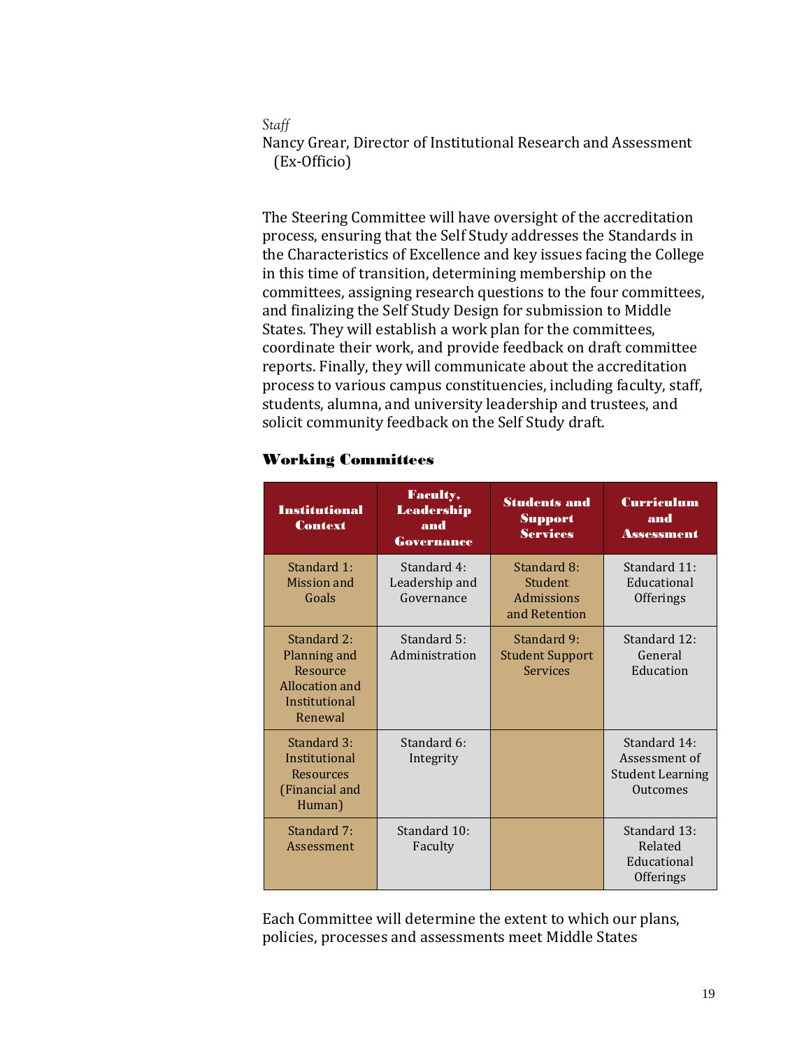*Staff*
Nancy Grear, Director of Institutional Research and Assessment (Ex-Officio)

The Steering Committee will have oversight of the accreditation process, ensuring that the Self Study addresses the Standards in the Characteristics of Excellence and key issues facing the College in this time of transition, determining membership on the committees, assigning research questions to the four committees, and finalizing the Self Study Design for submission to Middle States. They will establish a work plan for the committees, coordinate their work, and provide feedback on draft committee reports. Finally, they will communicate about the accreditation process to various campus constituencies, including faculty, staff, students, alumna, and university leadership and trustees, and solicit community feedback on the Self Study draft.

## Working Committees

| Institutional Context | Faculty, Leadership and Governance | Students and Support Services | Curriculum and Assessment |
|---|---|---|---|
| Standard 1: Mission and Goals | Standard 4: Leadership and Governance | Standard 8: Student Admissions and Retention | Standard 11: Educational Offerings |
| Standard 2: Planning and Resource Allocation and Institutional Renewal | Standard 5: Administration | Standard 9: Student Support Services | Standard 12: General Education |
| Standard 3: Institutional Resources (Financial and Human) | Standard 6: Integrity | | Standard 14: Assessment of Student Learning Outcomes |
| Standard 7: Assessment | Standard 10: Faculty | | Standard 13: Related Educational Offerings |

Each Committee will determine the extent to which our plans, policies, processes and assessments meet Middle States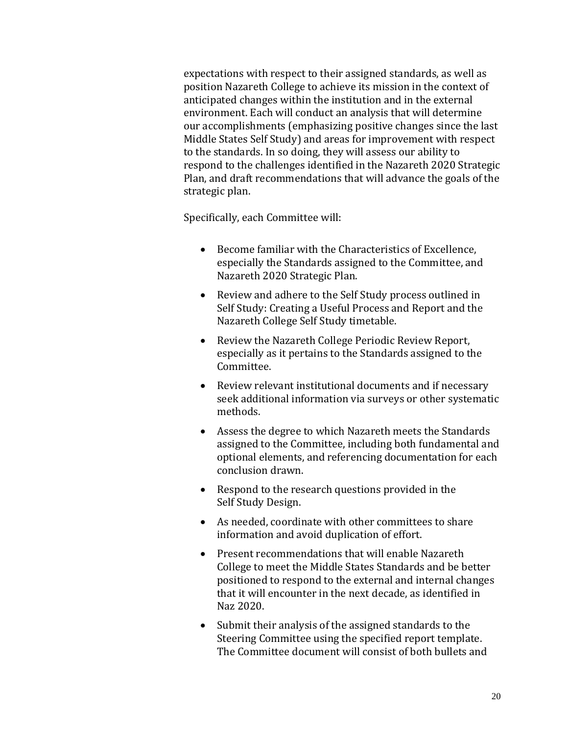expectations with respect to their assigned standards, as well as position Nazareth College to achieve its mission in the context of anticipated changes within the institution and in the external environment. Each will conduct an analysis that will determine our accomplishments (emphasizing positive changes since the last Middle States Self Study) and areas for improvement with respect to the standards. In so doing, they will assess our ability to respond to the challenges identified in the Nazareth 2020 Strategic Plan, and draft recommendations that will advance the goals of the strategic plan.

Specifically, each Committee will:

- Become familiar with the Characteristics of Excellence, especially the Standards assigned to the Committee, and Nazareth 2020 Strategic Plan.
- Review and adhere to the Self Study process outlined in Self Study: Creating a Useful Process and Report and the Nazareth College Self Study timetable.
- Review the Nazareth College Periodic Review Report, especially as it pertains to the Standards assigned to the Committee.
- Review relevant institutional documents and if necessary seek additional information via surveys or other systematic methods.
- Assess the degree to which Nazareth meets the Standards assigned to the Committee, including both fundamental and optional elements, and referencing documentation for each conclusion drawn.
- Respond to the research questions provided in the Self Study Design.
- As needed, coordinate with other committees to share information and avoid duplication of effort.
- Present recommendations that will enable Nazareth College to meet the Middle States Standards and be better positioned to respond to the external and internal changes that it will encounter in the next decade, as identified in Naz 2020.
- Submit their analysis of the assigned standards to the Steering Committee using the specified report template. The Committee document will consist of both bullets and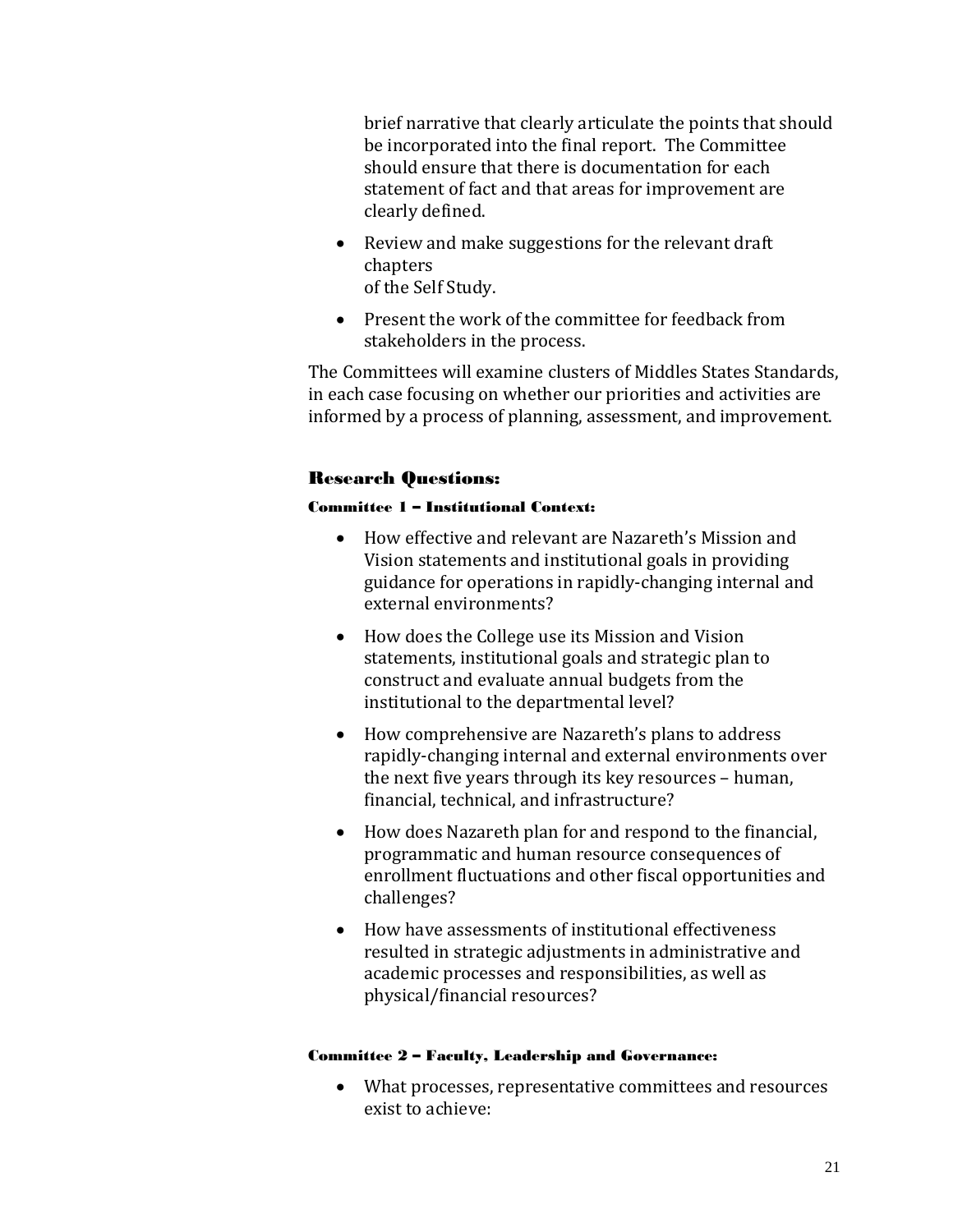brief narrative that clearly articulate the points that should be incorporated into the final report. The Committee should ensure that there is documentation for each statement of fact and that areas for improvement are clearly defined.

- Review and make suggestions for the relevant draft chapters of the Self Study.
- Present the work of the committee for feedback from stakeholders in the process.

The Committees will examine clusters of Middles States Standards, in each case focusing on whether our priorities and activities are informed by a process of planning, assessment, and improvement.

## Research Questions:

### Committee 1 – Institutional Context:

- How effective and relevant are Nazareth's Mission and Vision statements and institutional goals in providing guidance for operations in rapidly-changing internal and external environments?
- How does the College use its Mission and Vision statements, institutional goals and strategic plan to construct and evaluate annual budgets from the institutional to the departmental level?
- How comprehensive are Nazareth's plans to address rapidly-changing internal and external environments over the next five years through its key resources – human, financial, technical, and infrastructure?
- How does Nazareth plan for and respond to the financial, programmatic and human resource consequences of enrollment fluctuations and other fiscal opportunities and challenges?
- How have assessments of institutional effectiveness resulted in strategic adjustments in administrative and academic processes and responsibilities, as well as physical/financial resources?

### Committee 2 – Faculty, Leadership and Governance:

- What processes, representative committees and resources exist to achieve: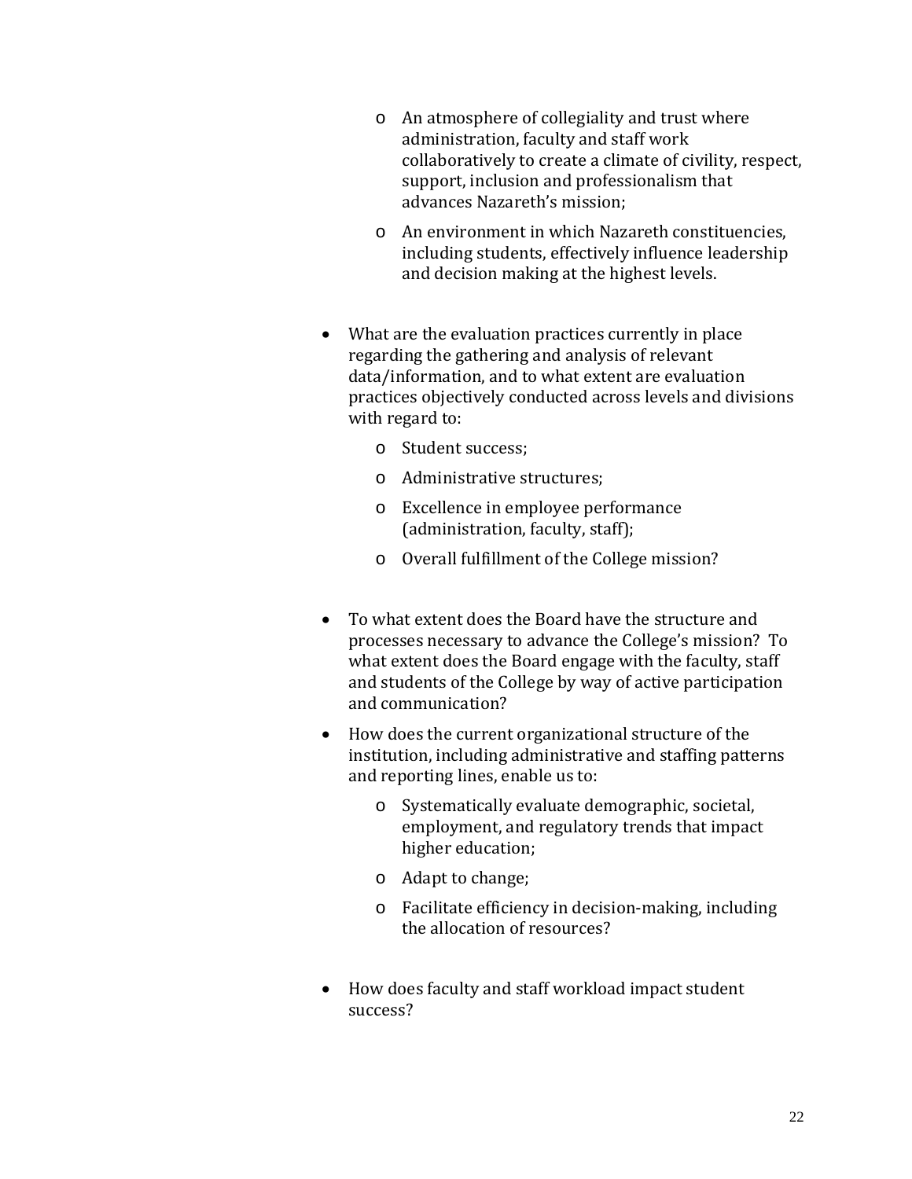- An atmosphere of collegiality and trust where administration, faculty and staff work collaboratively to create a climate of civility, respect, support, inclusion and professionalism that advances Nazareth's mission;
  - An environment in which Nazareth constituencies, including students, effectively influence leadership and decision making at the highest levels.

- What are the evaluation practices currently in place regarding the gathering and analysis of relevant data/information, and to what extent are evaluation practices objectively conducted across levels and divisions with regard to:
  - Student success;
  - Administrative structures;
  - Excellence in employee performance (administration, faculty, staff);
  - Overall fulfillment of the College mission?

- To what extent does the Board have the structure and processes necessary to advance the College's mission? To what extent does the Board engage with the faculty, staff and students of the College by way of active participation and communication?
- How does the current organizational structure of the institution, including administrative and staffing patterns and reporting lines, enable us to:
  - Systematically evaluate demographic, societal, employment, and regulatory trends that impact higher education;
  - Adapt to change;
  - Facilitate efficiency in decision-making, including the allocation of resources?

- How does faculty and staff workload impact student success?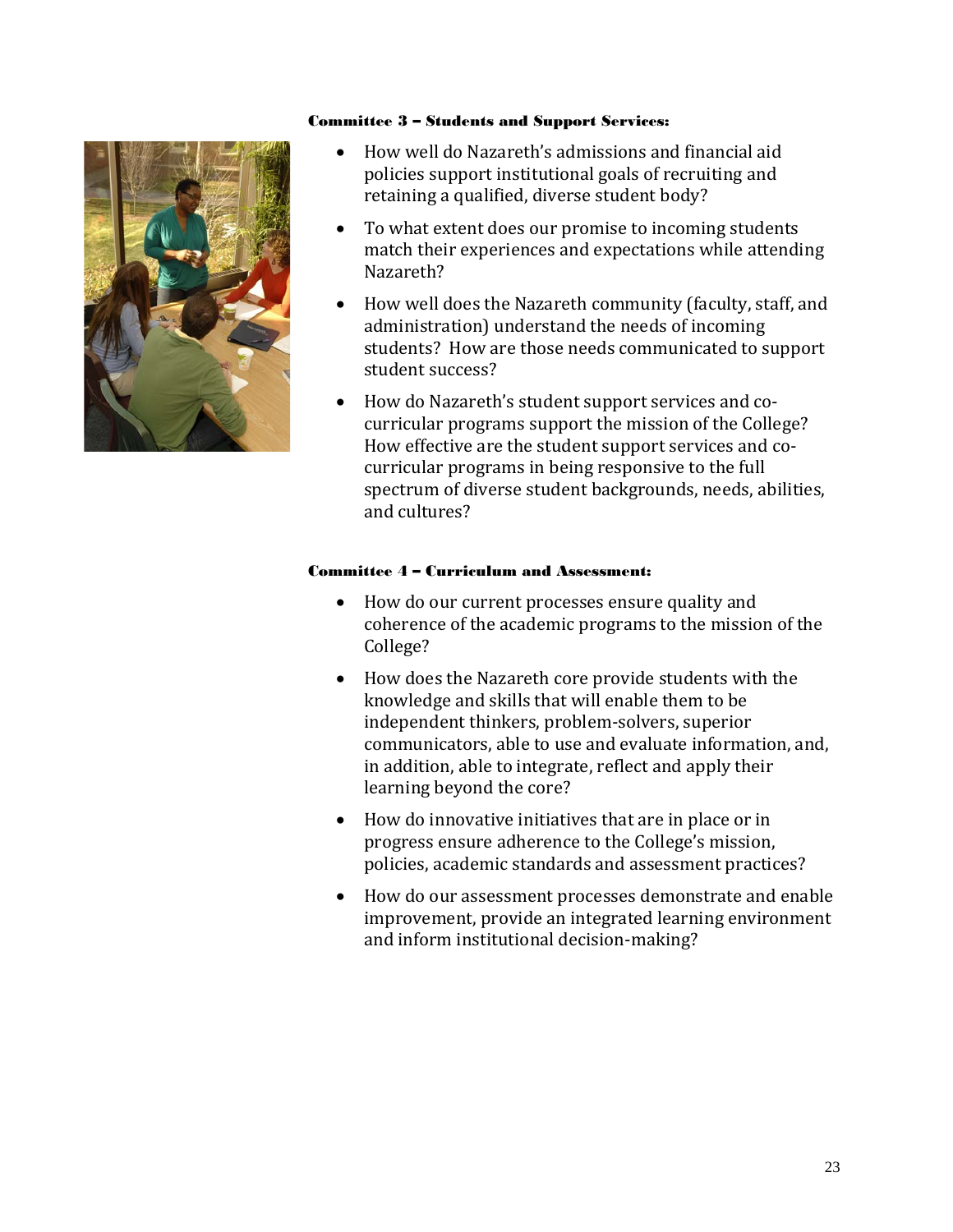**Committee 3 – Students and Support Services:**

- How well do Nazareth's admissions and financial aid policies support institutional goals of recruiting and retaining a qualified, diverse student body?
- To what extent does our promise to incoming students match their experiences and expectations while attending Nazareth?
- How well does the Nazareth community (faculty, staff, and administration) understand the needs of incoming students? How are those needs communicated to support student success?
- How do Nazareth's student support services and co-curricular programs support the mission of the College? How effective are the student support services and co-curricular programs in being responsive to the full spectrum of diverse student backgrounds, needs, abilities, and cultures?

**Committee 4 – Curriculum and Assessment:**

- How do our current processes ensure quality and coherence of the academic programs to the mission of the College?
- How does the Nazareth core provide students with the knowledge and skills that will enable them to be independent thinkers, problem-solvers, superior communicators, able to use and evaluate information, and, in addition, able to integrate, reflect and apply their learning beyond the core?
- How do innovative initiatives that are in place or in progress ensure adherence to the College's mission, policies, academic standards and assessment practices?
- How do our assessment processes demonstrate and enable improvement, provide an integrated learning environment and inform institutional decision-making?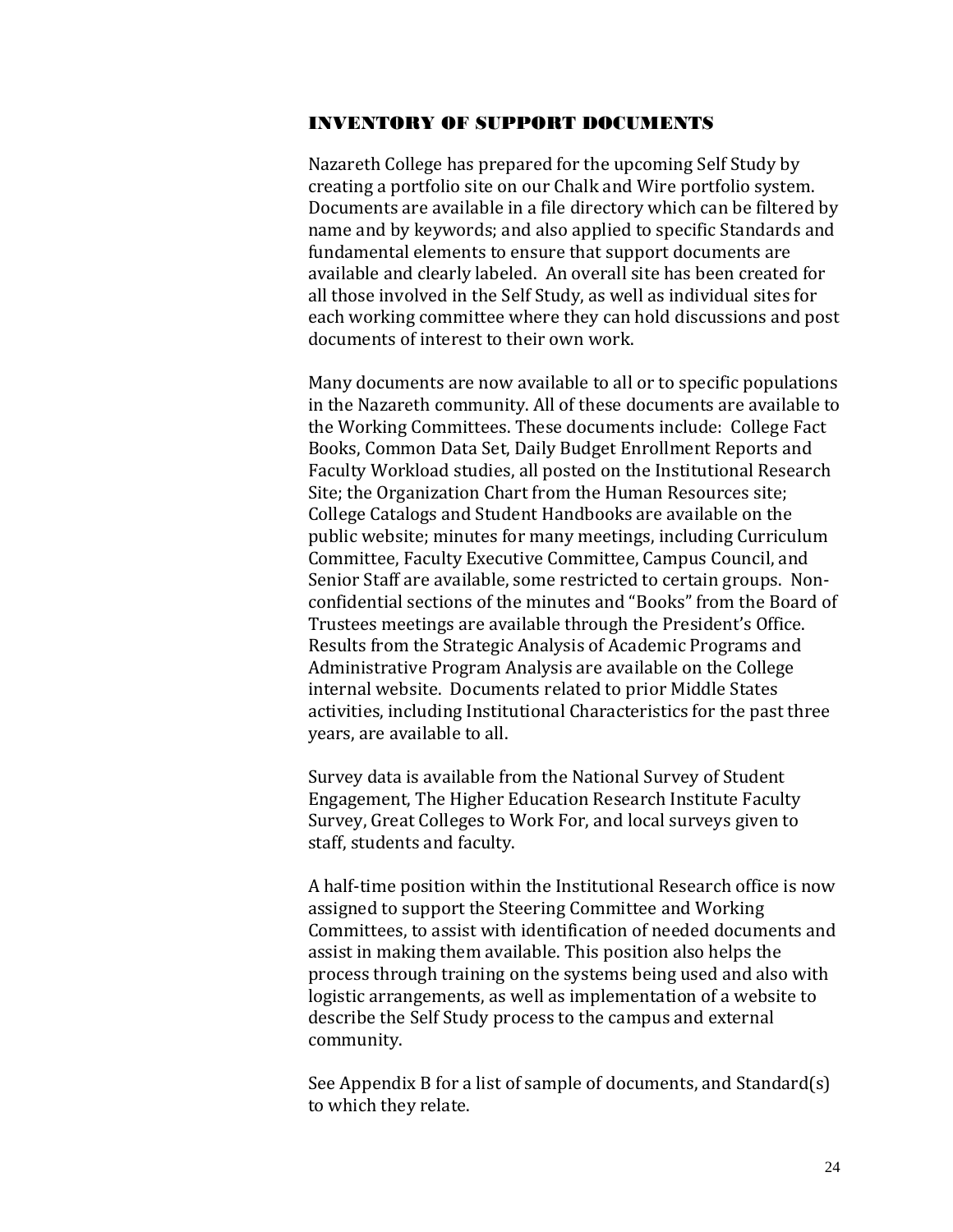## INVENTORY OF SUPPORT DOCUMENTS

Nazareth College has prepared for the upcoming Self Study by creating a portfolio site on our Chalk and Wire portfolio system. Documents are available in a file directory which can be filtered by name and by keywords; and also applied to specific Standards and fundamental elements to ensure that support documents are available and clearly labeled. An overall site has been created for all those involved in the Self Study, as well as individual sites for each working committee where they can hold discussions and post documents of interest to their own work.

Many documents are now available to all or to specific populations in the Nazareth community. All of these documents are available to the Working Committees. These documents include: College Fact Books, Common Data Set, Daily Budget Enrollment Reports and Faculty Workload studies, all posted on the Institutional Research Site; the Organization Chart from the Human Resources site; College Catalogs and Student Handbooks are available on the public website; minutes for many meetings, including Curriculum Committee, Faculty Executive Committee, Campus Council, and Senior Staff are available, some restricted to certain groups. Non-confidential sections of the minutes and "Books" from the Board of Trustees meetings are available through the President's Office. Results from the Strategic Analysis of Academic Programs and Administrative Program Analysis are available on the College internal website. Documents related to prior Middle States activities, including Institutional Characteristics for the past three years, are available to all.

Survey data is available from the National Survey of Student Engagement, The Higher Education Research Institute Faculty Survey, Great Colleges to Work For, and local surveys given to staff, students and faculty.

A half-time position within the Institutional Research office is now assigned to support the Steering Committee and Working Committees, to assist with identification of needed documents and assist in making them available. This position also helps the process through training on the systems being used and also with logistic arrangements, as well as implementation of a website to describe the Self Study process to the campus and external community.

See Appendix B for a list of sample of documents, and Standard(s) to which they relate.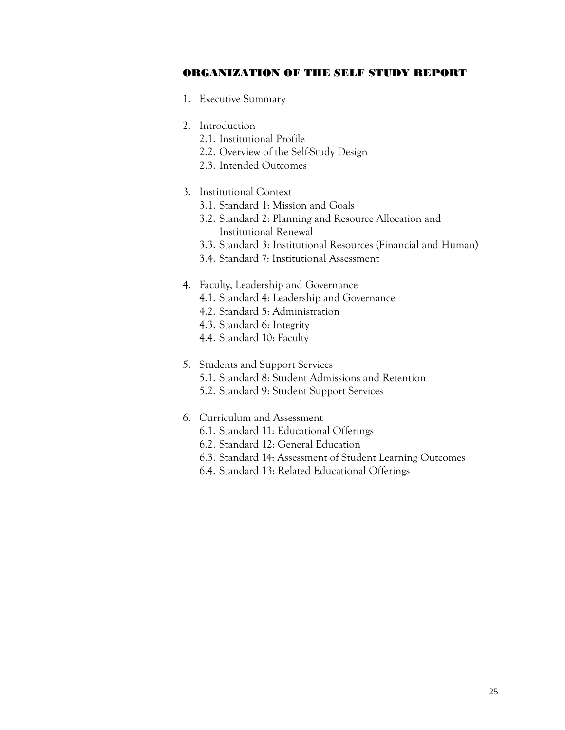## ORGANIZATION OF THE SELF STUDY REPORT

1. Executive Summary

2. Introduction
   - 2.1. Institutional Profile
   - 2.2. Overview of the Self-Study Design
   - 2.3. Intended Outcomes

3. Institutional Context
   - 3.1. Standard 1: Mission and Goals
   - 3.2. Standard 2: Planning and Resource Allocation and Institutional Renewal
   - 3.3. Standard 3: Institutional Resources (Financial and Human)
   - 3.4. Standard 7: Institutional Assessment

4. Faculty, Leadership and Governance
   - 4.1. Standard 4: Leadership and Governance
   - 4.2. Standard 5: Administration
   - 4.3. Standard 6: Integrity
   - 4.4. Standard 10: Faculty

5. Students and Support Services
   - 5.1. Standard 8: Student Admissions and Retention
   - 5.2. Standard 9: Student Support Services

6. Curriculum and Assessment
   - 6.1. Standard 11: Educational Offerings
   - 6.2. Standard 12: General Education
   - 6.3. Standard 14: Assessment of Student Learning Outcomes
   - 6.4. Standard 13: Related Educational Offerings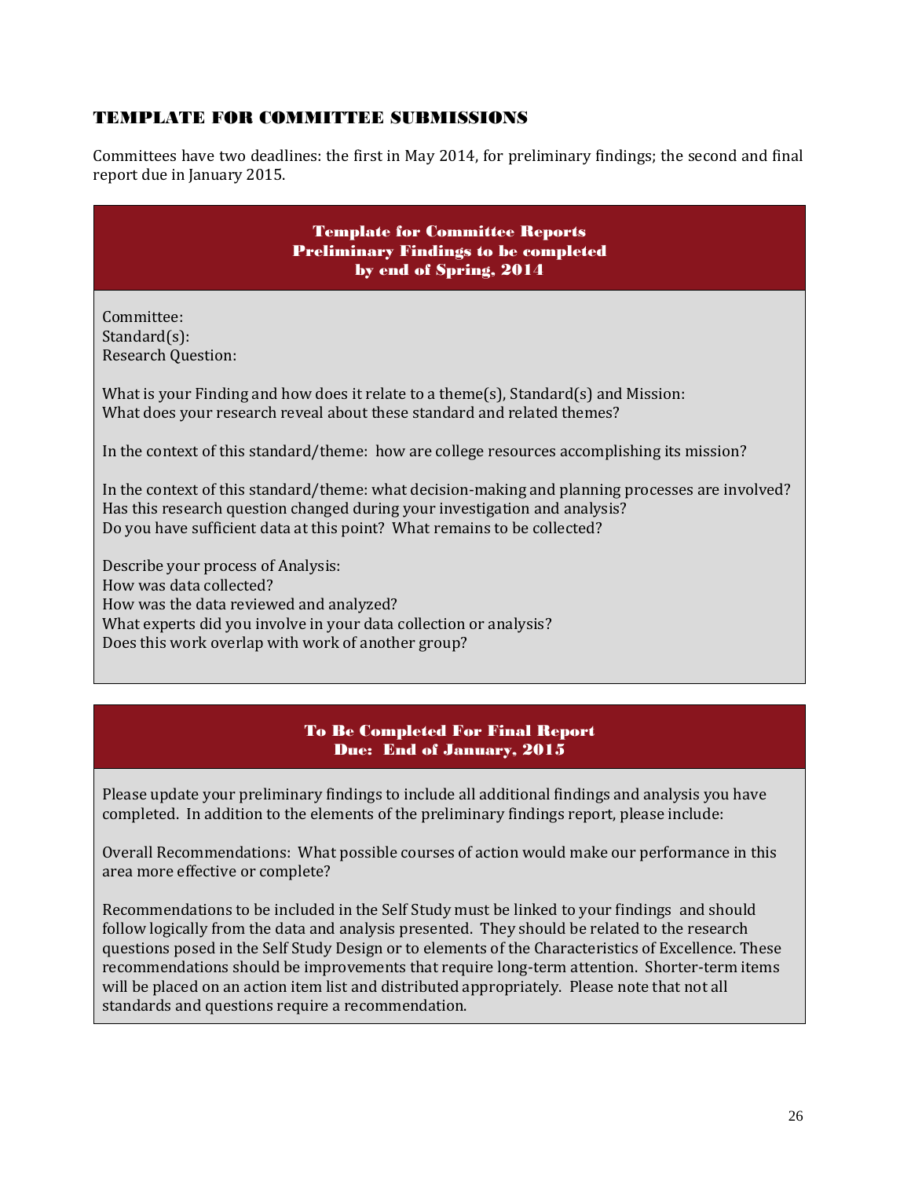## TEMPLATE FOR COMMITTEE SUBMISSIONS

Committees have two deadlines: the first in May 2014, for preliminary findings; the second and final report due in January 2015.

### Template for Committee Reports
### Preliminary Findings to be completed by end of Spring, 2014

Committee:
Standard(s):
Research Question:

What is your Finding and how does it relate to a theme(s), Standard(s) and Mission:
What does your research reveal about these standard and related themes?

In the context of this standard/theme: how are college resources accomplishing its mission?

In the context of this standard/theme: what decision-making and planning processes are involved?
Has this research question changed during your investigation and analysis?
Do you have sufficient data at this point? What remains to be collected?

Describe your process of Analysis:
How was data collected?
How was the data reviewed and analyzed?
What experts did you involve in your data collection or analysis?
Does this work overlap with work of another group?

### To Be Completed For Final Report
### Due: End of January, 2015

Please update your preliminary findings to include all additional findings and analysis you have completed. In addition to the elements of the preliminary findings report, please include:

Overall Recommendations: What possible courses of action would make our performance in this area more effective or complete?

Recommendations to be included in the Self Study must be linked to your findings and should follow logically from the data and analysis presented. They should be related to the research questions posed in the Self Study Design or to elements of the Characteristics of Excellence. These recommendations should be improvements that require long-term attention. Shorter-term items will be placed on an action item list and distributed appropriately. Please note that not all standards and questions require a recommendation.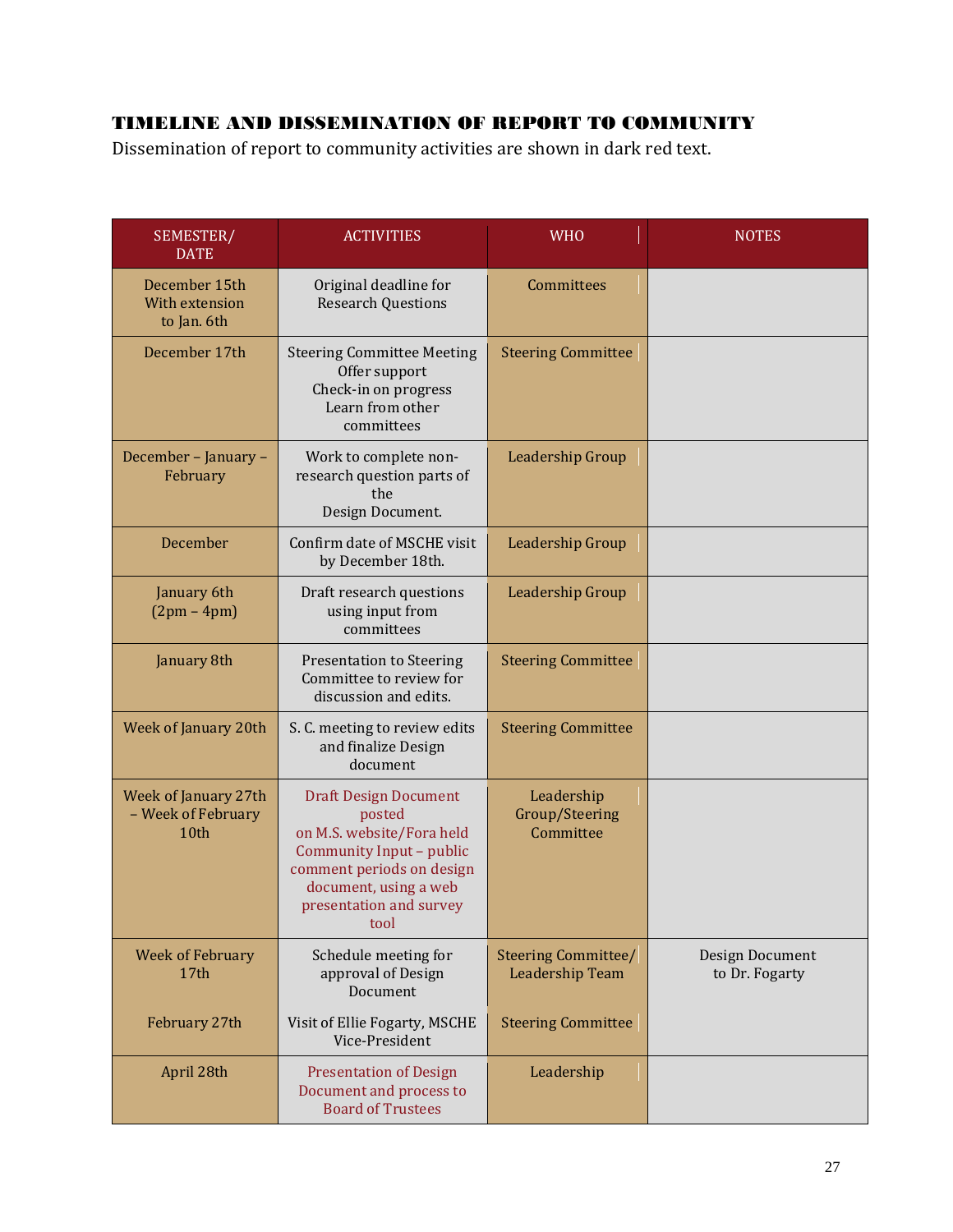## TIMELINE AND DISSEMINATION OF REPORT TO COMMUNITY

Dissemination of report to community activities are shown in dark red text.

| SEMESTER/ DATE | ACTIVITIES | WHO | NOTES |
|---|---|---|---|
| December 15th With extension to Jan. 6th | Original deadline for Research Questions | Committees | |
| December 17th | Steering Committee Meeting<br>Offer support<br>Check-in on progress<br>Learn from other committees | Steering Committee | |
| December – January – February | Work to complete non-research question parts of the Design Document. | Leadership Group | |
| December | Confirm date of MSCHE visit by December 18th. | Leadership Group | |
| January 6th (2pm – 4pm) | Draft research questions using input from committees | Leadership Group | |
| January 8th | Presentation to Steering Committee to review for discussion and edits. | Steering Committee | |
| Week of January 20th | S. C. meeting to review edits and finalize Design document | Steering Committee | |
| Week of January 27th – Week of February 10th | Draft Design Document posted on M.S. website/Fora held Community Input – public comment periods on design document, using a web presentation and survey tool | Leadership Group/Steering Committee | |
| Week of February 17th | Schedule meeting for approval of Design Document | Steering Committee/ Leadership Team | Design Document to Dr. Fogarty |
| February 27th | Visit of Ellie Fogarty, MSCHE Vice-President | Steering Committee | |
| April 28th | Presentation of Design Document and process to Board of Trustees | Leadership | |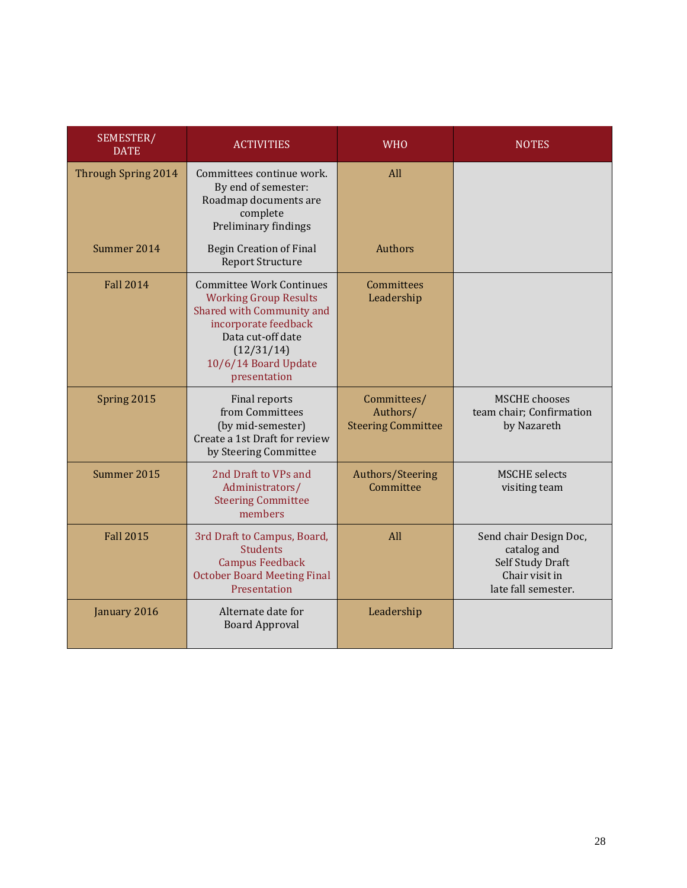| SEMESTER/ DATE | ACTIVITIES | WHO | NOTES |
|---|---|---|---|
| Through Spring 2014 | Committees continue work. By end of semester: Roadmap documents are complete Preliminary findings | All | |
| Summer 2014 | Begin Creation of Final Report Structure | Authors | |
| Fall 2014 | Committee Work Continues Working Group Results Shared with Community and incorporate feedback Data cut-off date (12/31/14) 10/6/14 Board Update presentation | Committees Leadership | |
| Spring 2015 | Final reports from Committees (by mid-semester) Create a 1st Draft for review by Steering Committee | Committees/ Authors/ Steering Committee | MSCHE chooses team chair; Confirmation by Nazareth |
| Summer 2015 | 2nd Draft to VPs and Administrators/ Steering Committee members | Authors/Steering Committee | MSCHE selects visiting team |
| Fall 2015 | 3rd Draft to Campus, Board, Students Campus Feedback October Board Meeting Final Presentation | All | Send chair Design Doc, catalog and Self Study Draft Chair visit in late fall semester. |
| January 2016 | Alternate date for Board Approval | Leadership | |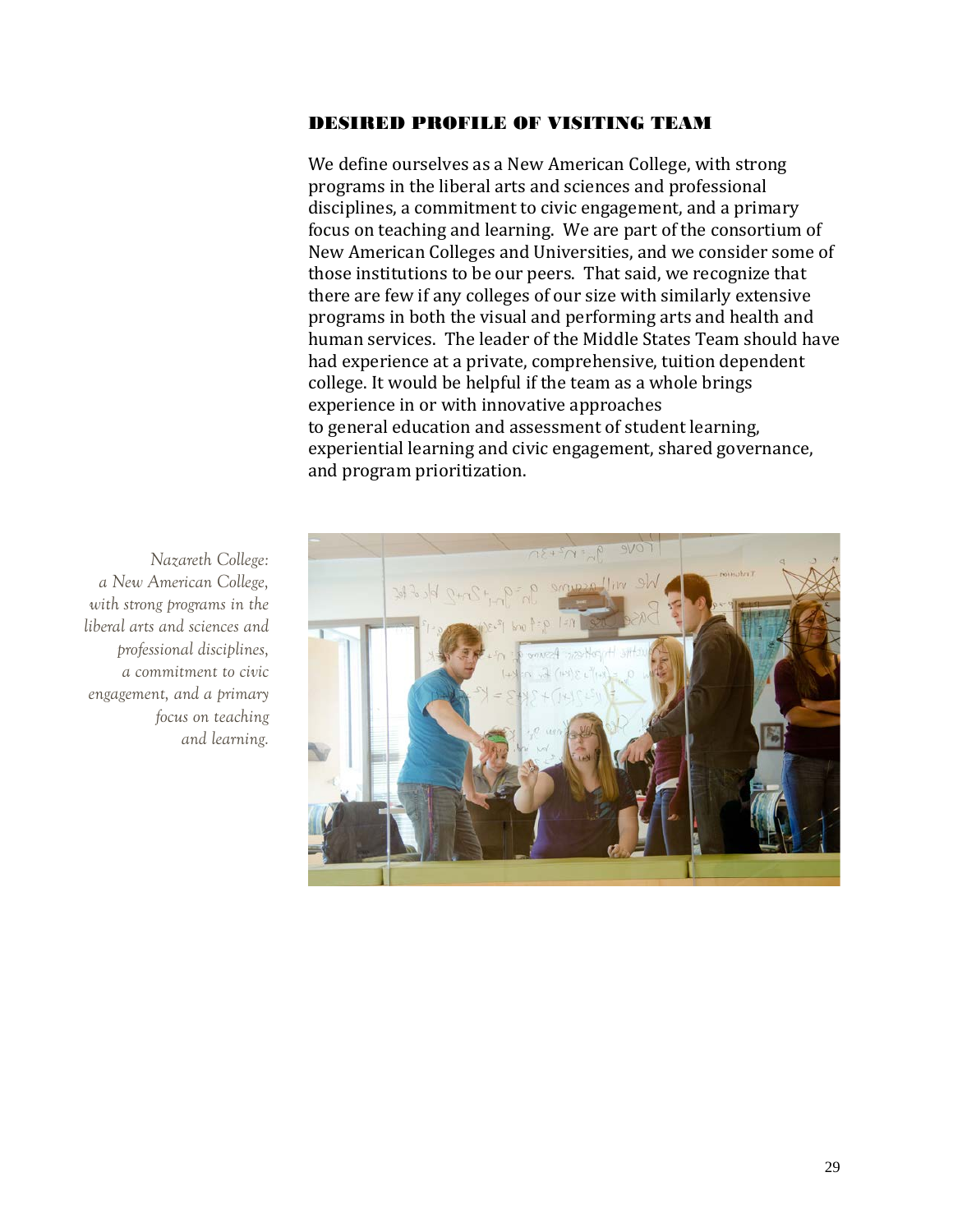## DESIRED PROFILE OF VISITING TEAM

We define ourselves as a New American College, with strong programs in the liberal arts and sciences and professional disciplines, a commitment to civic engagement, and a primary focus on teaching and learning. We are part of the consortium of New American Colleges and Universities, and we consider some of those institutions to be our peers. That said, we recognize that there are few if any colleges of our size with similarly extensive programs in both the visual and performing arts and health and human services. The leader of the Middle States Team should have had experience at a private, comprehensive, tuition dependent college. It would be helpful if the team as a whole brings experience in or with innovative approaches to general education and assessment of student learning, experiential learning and civic engagement, shared governance, and program prioritization.

*Nazareth College: a New American College, with strong programs in the liberal arts and sciences and professional disciplines, a commitment to civic engagement, and a primary focus on teaching and learning.*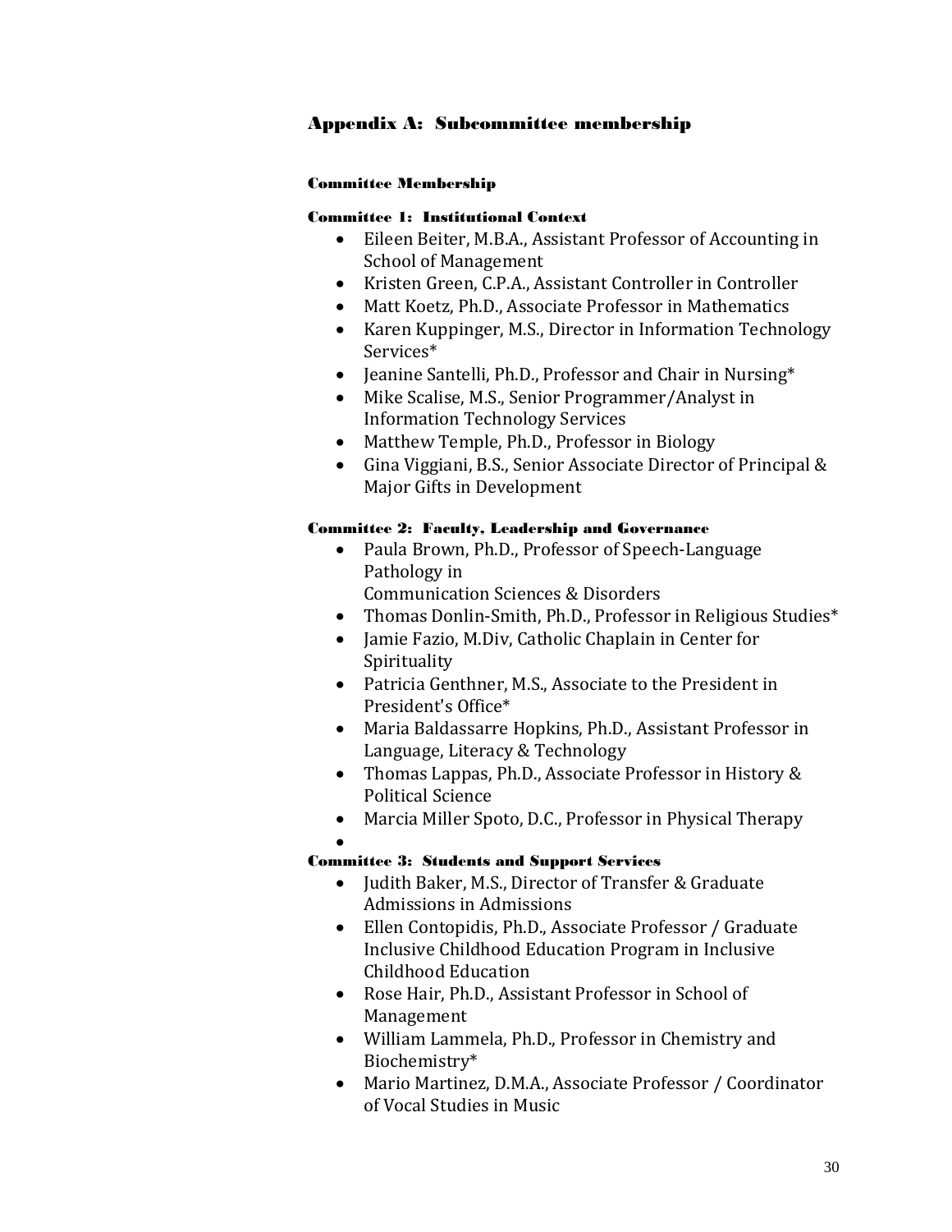## Appendix A: Subcommittee membership

#### Committee Membership

#### Committee 1: Institutional Context

- Eileen Beiter, M.B.A., Assistant Professor of Accounting in School of Management
- Kristen Green, C.P.A., Assistant Controller in Controller
- Matt Koetz, Ph.D., Associate Professor in Mathematics
- Karen Kuppinger, M.S., Director in Information Technology Services*
- Jeanine Santelli, Ph.D., Professor and Chair in Nursing*
- Mike Scalise, M.S., Senior Programmer/Analyst in Information Technology Services
- Matthew Temple, Ph.D., Professor in Biology
- Gina Viggiani, B.S., Senior Associate Director of Principal & Major Gifts in Development

#### Committee 2: Faculty, Leadership and Governance

- Paula Brown, Ph.D., Professor of Speech-Language Pathology in Communication Sciences & Disorders
- Thomas Donlin-Smith, Ph.D., Professor in Religious Studies*
- Jamie Fazio, M.Div, Catholic Chaplain in Center for Spirituality
- Patricia Genthner, M.S., Associate to the President in President's Office*
- Maria Baldassarre Hopkins, Ph.D., Assistant Professor in Language, Literacy & Technology
- Thomas Lappas, Ph.D., Associate Professor in History & Political Science
- Marcia Miller Spoto, D.C., Professor in Physical Therapy

#### Committee 3: Students and Support Services

- Judith Baker, M.S., Director of Transfer & Graduate Admissions in Admissions
- Ellen Contopidis, Ph.D., Associate Professor / Graduate Inclusive Childhood Education Program in Inclusive Childhood Education
- Rose Hair, Ph.D., Assistant Professor in School of Management
- William Lammela, Ph.D., Professor in Chemistry and Biochemistry*
- Mario Martinez, D.M.A., Associate Professor / Coordinator of Vocal Studies in Music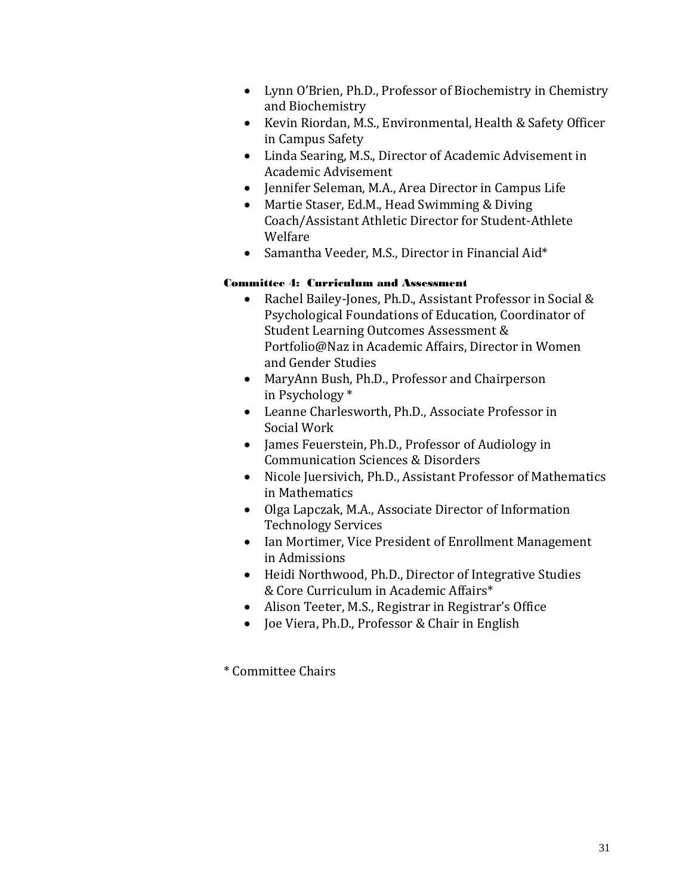- Lynn O'Brien, Ph.D., Professor of Biochemistry in Chemistry and Biochemistry
- Kevin Riordan, M.S., Environmental, Health & Safety Officer in Campus Safety
- Linda Searing, M.S., Director of Academic Advisement in Academic Advisement
- Jennifer Seleman, M.A., Area Director in Campus Life
- Martie Staser, Ed.M., Head Swimming & Diving Coach/Assistant Athletic Director for Student-Athlete Welfare
- Samantha Veeder, M.S., Director in Financial Aid*

#### Committee 4: Curriculum and Assessment

- Rachel Bailey-Jones, Ph.D., Assistant Professor in Social & Psychological Foundations of Education, Coordinator of Student Learning Outcomes Assessment & Portfolio@Naz in Academic Affairs, Director in Women and Gender Studies
- MaryAnn Bush, Ph.D., Professor and Chairperson in Psychology *
- Leanne Charlesworth, Ph.D., Associate Professor in Social Work
- James Feuerstein, Ph.D., Professor of Audiology in Communication Sciences & Disorders
- Nicole Juersivich, Ph.D., Assistant Professor of Mathematics in Mathematics
- Olga Lapczak, M.A., Associate Director of Information Technology Services
- Ian Mortimer, Vice President of Enrollment Management in Admissions
- Heidi Northwood, Ph.D., Director of Integrative Studies & Core Curriculum in Academic Affairs*
- Alison Teeter, M.S., Registrar in Registrar's Office
- Joe Viera, Ph.D., Professor & Chair in English

* Committee Chairs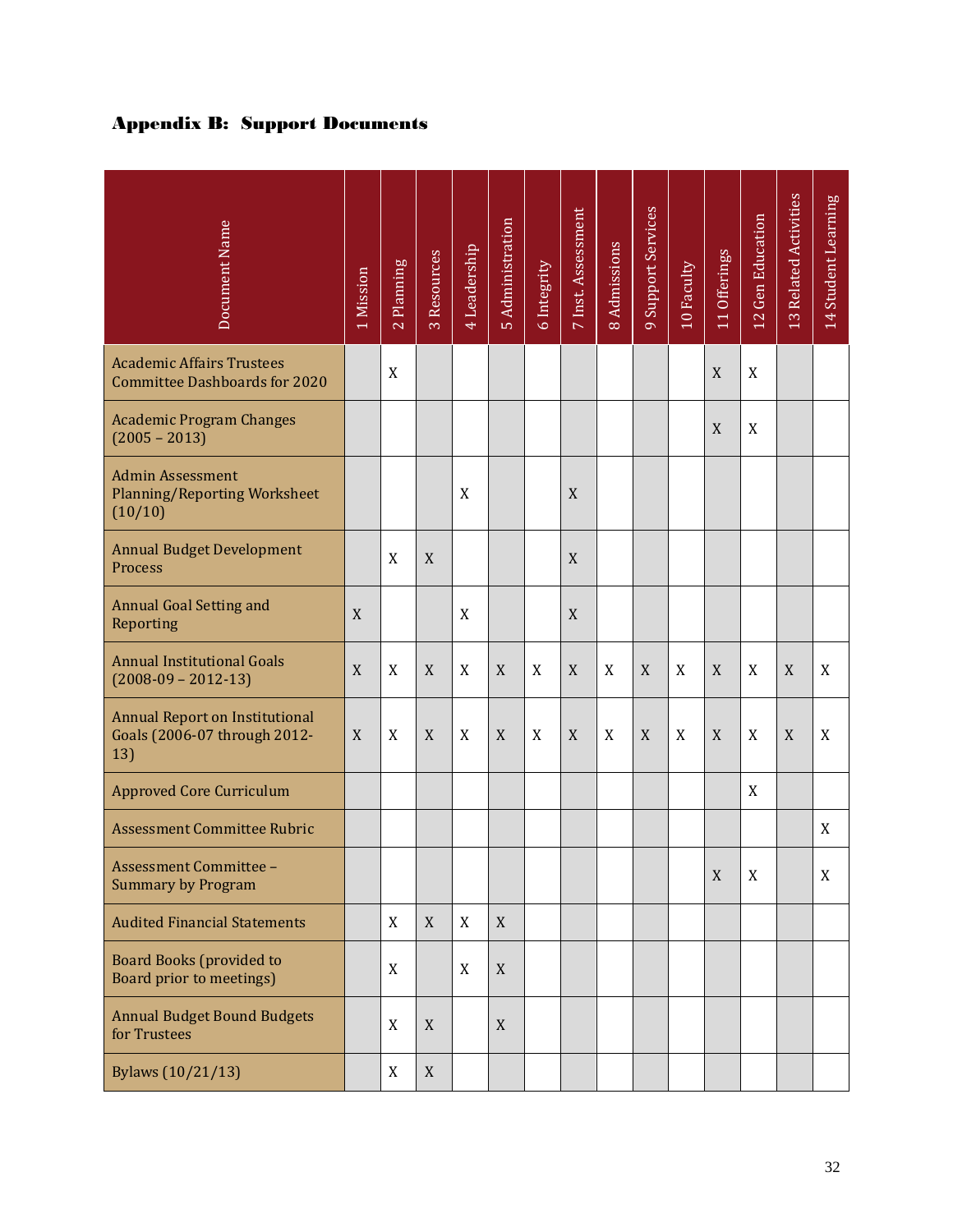## Appendix B: Support Documents

| Document Name | 1 Mission | 2 Planning | 3 Resources | 4 Leadership | 5 Administration | 6 Integrity | 7 Inst. Assessment | 8 Admissions | 9 Support Services | 10 Faculty | 11 Offerings | 12 Gen Education | 13 Related Activities | 14 Student Learning |
|---|---|---|---|---|---|---|---|---|---|---|---|---|---|---|
| Academic Affairs Trustees Committee Dashboards for 2020 | | X | | | | | | | | | X | X | | |
| Academic Program Changes (2005 – 2013) | | | | | | | | | | | X | X | | |
| Admin Assessment Planning/Reporting Worksheet (10/10) | | | | X | | | X | | | | | | | |
| Annual Budget Development Process | | X | X | | | | X | | | | | | | |
| Annual Goal Setting and Reporting | X | | | X | | | X | | | | | | | |
| Annual Institutional Goals (2008-09 – 2012-13) | X | X | X | X | X | X | X | X | X | X | X | X | X | X |
| Annual Report on Institutional Goals (2006-07 through 2012-13) | X | X | X | X | X | X | X | X | X | X | X | X | X | X |
| Approved Core Curriculum | | | | | | | | | | | | X | | |
| Assessment Committee Rubric | | | | | | | | | | | | | | X |
| Assessment Committee – Summary by Program | | | | | | | | | | | X | X | | X |
| Audited Financial Statements | | X | X | X | X | | | | | | | | | |
| Board Books (provided to Board prior to meetings) | | X | | X | X | | | | | | | | | |
| Annual Budget Bound Budgets for Trustees | | X | X | | X | | | | | | | | | |
| Bylaws (10/21/13) | | X | X | | | | | | | | | | | |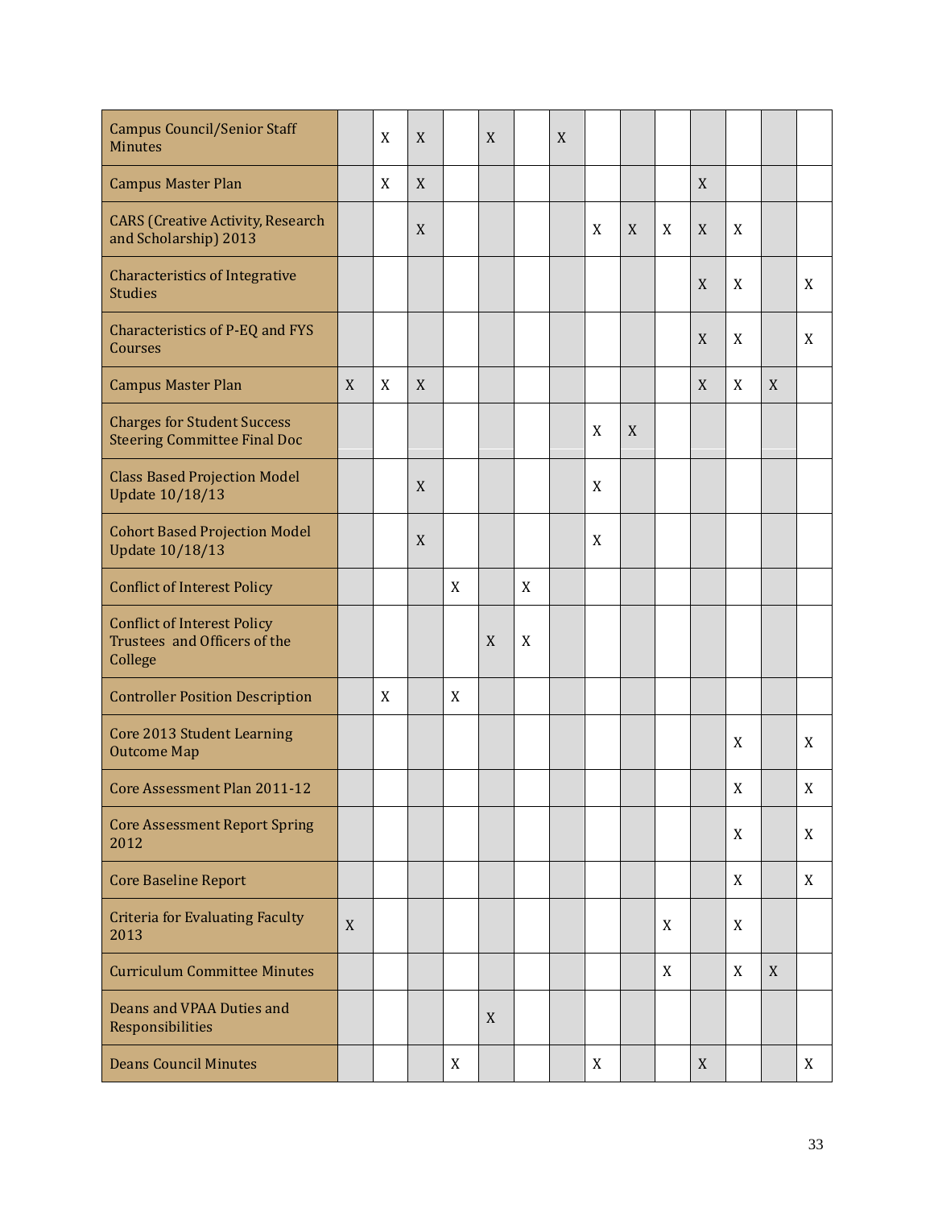| | | | | | | | | | | | | | | |
|---|---|---|---|---|---|---|---|---|---|---|---|---|---|---|
| Campus Council/Senior Staff Minutes | | X | X | | X | | X | | | | | | | |
| Campus Master Plan | | X | X | | | | | | | | X | | | |
| CARS (Creative Activity, Research and Scholarship) 2013 | | | X | | | | | X | X | X | X | X | | |
| Characteristics of Integrative Studies | | | | | | | | | | | X | X | | X |
| Characteristics of P-EQ and FYS Courses | | | | | | | | | | | X | X | | X |
| Campus Master Plan | X | X | X | | | | | | | | X | X | X | |
| Charges for Student Success Steering Committee Final Doc | | | | | | | | X | X | | | | | |
| Class Based Projection Model Update 10/18/13 | | | X | | | | | X | | | | | | |
| Cohort Based Projection Model Update 10/18/13 | | | X | | | | | X | | | | | | |
| Conflict of Interest Policy | | | | X | | X | | | | | | | | |
| Conflict of Interest Policy Trustees and Officers of the College | | | | | X | X | | | | | | | | |
| Controller Position Description | | X | | X | | | | | | | | | | |
| Core 2013 Student Learning Outcome Map | | | | | | | | | | | | X | | X |
| Core Assessment Plan 2011-12 | | | | | | | | | | | | X | | X |
| Core Assessment Report Spring 2012 | | | | | | | | | | | | X | | X |
| Core Baseline Report | | | | | | | | | | | | X | | X |
| Criteria for Evaluating Faculty 2013 | X | | | | | | | | | X | | X | | |
| Curriculum Committee Minutes | | | | | | | | | | X | | X | X | |
| Deans and VPAA Duties and Responsibilities | | | | | X | | | | | | | | | |
| Deans Council Minutes | | | | X | | | | X | | | X | | | X |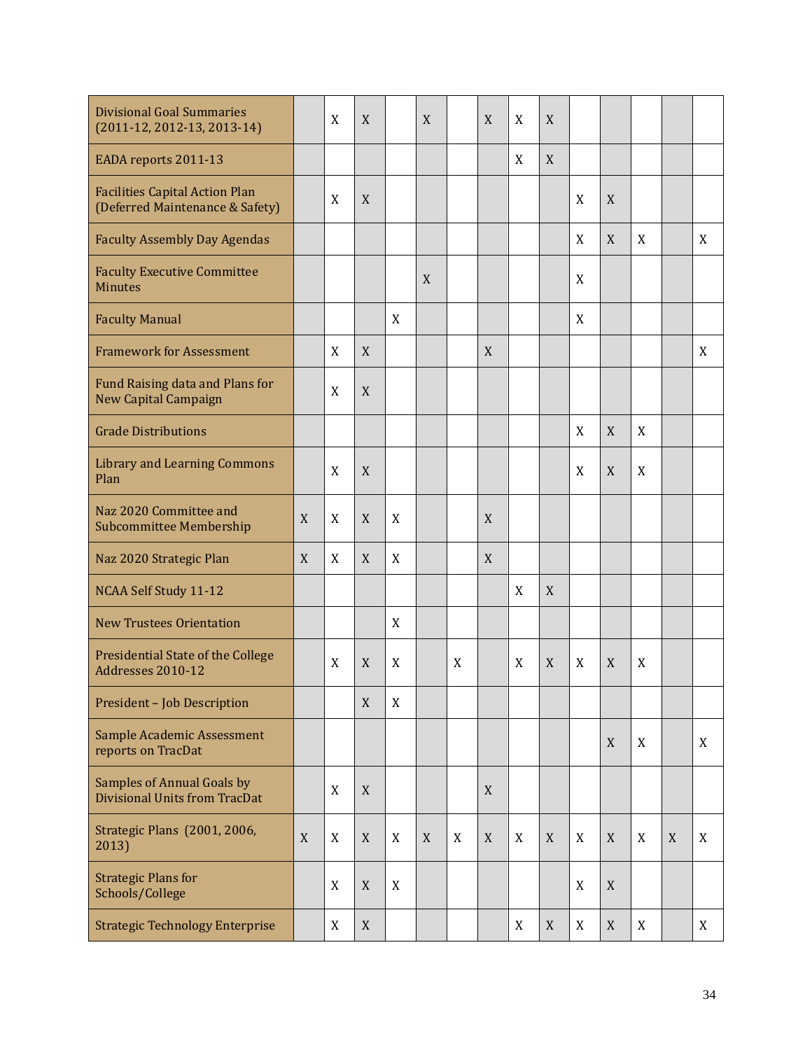| | | | | | | | | | | | | | | |
|---|---|---|---|---|---|---|---|---|---|---|---|---|---|---|
| Divisional Goal Summaries (2011-12, 2012-13, 2013-14) | | X | X | | X | | X | X | X | | | | | |
| EADA reports 2011-13 | | | | | | | | X | X | | | | | |
| Facilities Capital Action Plan (Deferred Maintenance & Safety) | | X | X | | | | | | | X | X | | | |
| Faculty Assembly Day Agendas | | | | | | | | | | X | X | X | | X |
| Faculty Executive Committee Minutes | | | | | X | | | | | X | | | | |
| Faculty Manual | | | | X | | | | | | X | | | | |
| Framework for Assessment | | X | X | | | | X | | | | | | | X |
| Fund Raising data and Plans for New Capital Campaign | | X | X | | | | | | | | | | | |
| Grade Distributions | | | | | | | | | | X | X | X | | |
| Library and Learning Commons Plan | | X | X | | | | | | | X | X | X | | |
| Naz 2020 Committee and Subcommittee Membership | X | X | X | X | | | X | | | | | | | |
| Naz 2020 Strategic Plan | X | X | X | X | | | X | | | | | | | |
| NCAA Self Study 11-12 | | | | | | | | X | X | | | | | |
| New Trustees Orientation | | | | X | | | | | | | | | | |
| Presidential State of the College Addresses 2010-12 | | X | X | X | | X | | X | X | X | X | X | | |
| President – Job Description | | | X | X | | | | | | | | | | |
| Sample Academic Assessment reports on TracDat | | | | | | | | | | | X | X | | X |
| Samples of Annual Goals by Divisional Units from TracDat | | X | X | | | | X | | | | | | | |
| Strategic Plans (2001, 2006, 2013) | X | X | X | X | X | X | X | X | X | X | X | X | X | X |
| Strategic Plans for Schools/College | | X | X | X | | | | | | X | X | | | |
| Strategic Technology Enterprise | | X | X | | | | | X | X | X | X | X | | X |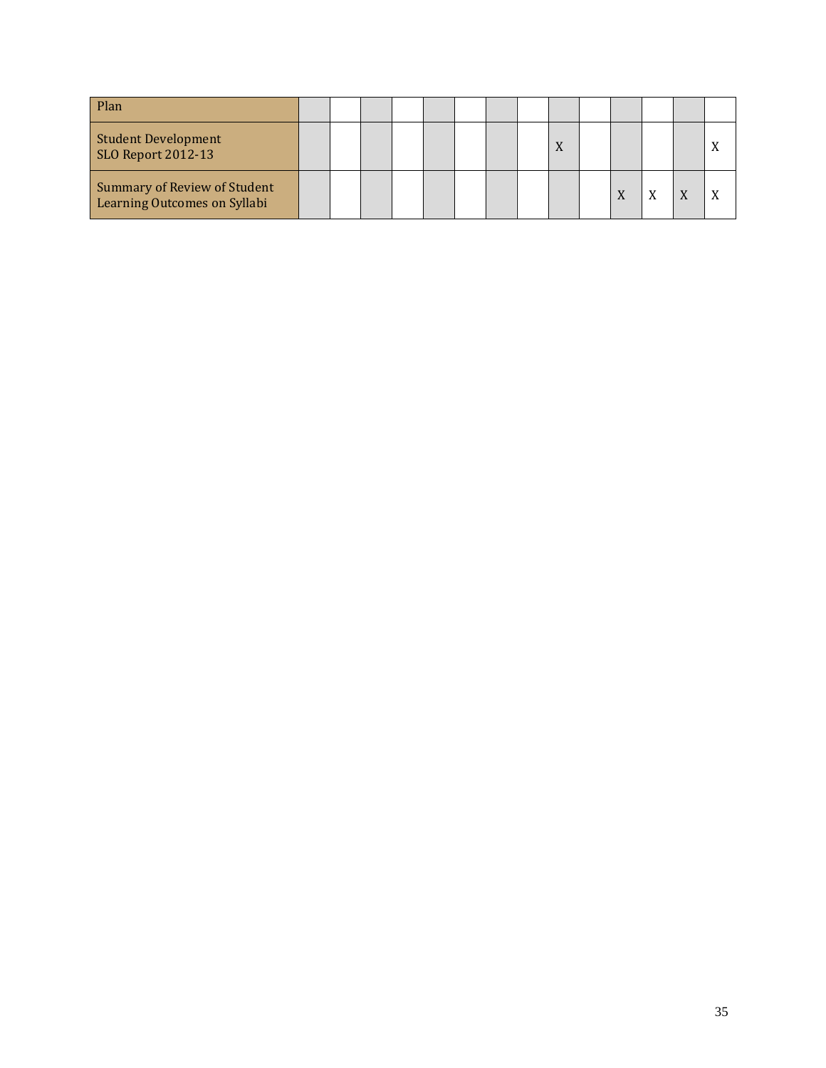| | | | | | | | | | | | | | | |
|---|---|---|---|---|---|---|---|---|---|---|---|---|---|---|
| Plan | | | | | | | | | | | | | | |
| Student Development SLO Report 2012-13 | | | | | | | | | X | | | | | X |
| Summary of Review of Student Learning Outcomes on Syllabi | | | | | | | | | | | X | X | X | X |